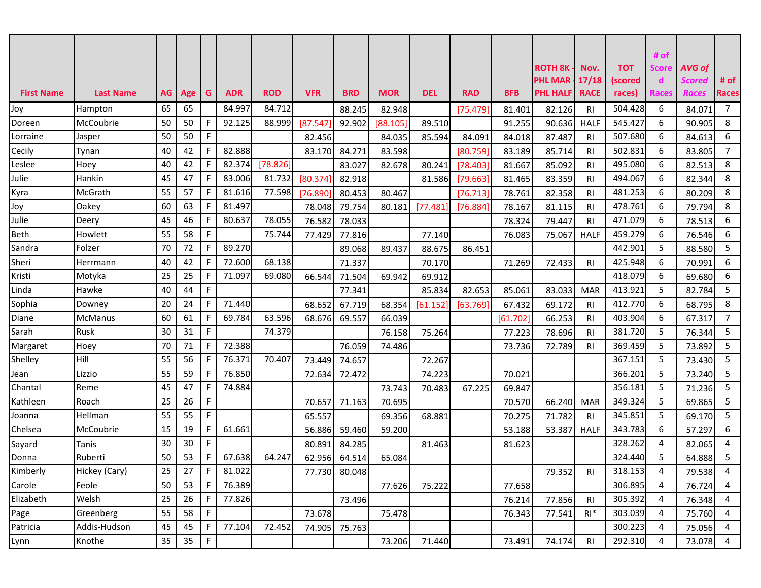| First Name | Last Name | AG | Age | G | ADR | ROD | VFR | BRD | MOR | DEL | RAD | BFB | ROTH 8K - PHL MAR - PHL HALF | Nov. 17/18 RACE | TOT (scored races) | # of Scored Races | AVG of Scored Races | # of Races |
|---|---|---|---|---|---|---|---|---|---|---|---|---|---|---|---|---|---|---|
| Joy | Hampton | 65 | 65 |  | 84.997 | 84.712 |  | 88.245 | 82.948 |  | [75.479] | 81.401 | 82.126 | RI | 504.428 | 6 | 84.071 | 7 |
| Doreen | McCoubrie | 50 | 50 | F | 92.125 | 88.999 | [87.547] | 92.902 | [88.105] | 89.510 |  | 91.255 | 90.636 | HALF | 545.427 | 6 | 90.905 | 8 |
| Lorraine | Jasper | 50 | 50 | F |  |  | 82.456 |  | 84.035 | 85.594 | 84.091 | 84.018 | 87.487 | RI | 507.680 | 6 | 84.613 | 6 |
| Cecily | Tynan | 40 | 42 | F | 82.888 |  | 83.170 | 84.271 | 83.598 |  | [80.759] | 83.189 | 85.714 | RI | 502.831 | 6 | 83.805 | 7 |
| Leslee | Hoey | 40 | 42 | F | 82.374 | [78.826] |  | 83.027 | 82.678 | 80.241 | [78.403] | 81.667 | 85.092 | RI | 495.080 | 6 | 82.513 | 8 |
| Julie | Hankin | 45 | 47 | F | 83.006 | 81.732 | [80.374] | 82.918 |  | 81.586 | [79.663] | 81.465 | 83.359 | RI | 494.067 | 6 | 82.344 | 8 |
| Kyra | McGrath | 55 | 57 | F | 81.616 | 77.598 | [76.890] | 80.453 | 80.467 |  | [76.713] | 78.761 | 82.358 | RI | 481.253 | 6 | 80.209 | 8 |
| Joy | Oakey | 60 | 63 | F | 81.497 |  | 78.048 | 79.754 | 80.181 | [77.481] | [76.884] | 78.167 | 81.115 | RI | 478.761 | 6 | 79.794 | 8 |
| Julie | Deery | 45 | 46 | F | 80.637 | 78.055 | 76.582 | 78.033 |  |  |  | 78.324 | 79.447 | RI | 471.079 | 6 | 78.513 | 6 |
| Beth | Howlett | 55 | 58 | F |  | 75.744 | 77.429 | 77.816 |  | 77.140 |  | 76.083 | 75.067 | HALF | 459.279 | 6 | 76.546 | 6 |
| Sandra | Folzer | 70 | 72 | F | 89.270 |  |  | 89.068 | 89.437 | 88.675 | 86.451 |  |  |  | 442.901 | 5 | 88.580 | 5 |
| Sheri | Herrmann | 40 | 42 | F | 72.600 | 68.138 |  | 71.337 |  | 70.170 |  | 71.269 | 72.433 | RI | 425.948 | 6 | 70.991 | 6 |
| Kristi | Motyka | 25 | 25 | F | 71.097 | 69.080 | 66.544 | 71.504 | 69.942 | 69.912 |  |  |  |  | 418.079 | 6 | 69.680 | 6 |
| Linda | Hawke | 40 | 44 | F |  |  |  | 77.341 |  | 85.834 | 82.653 | 85.061 | 83.033 | MAR | 413.921 | 5 | 82.784 | 5 |
| Sophia | Downey | 20 | 24 | F | 71.440 |  | 68.652 | 67.719 | 68.354 | [61.152] | [63.769] | 67.432 | 69.172 | RI | 412.770 | 6 | 68.795 | 8 |
| Diane | McManus | 60 | 61 | F | 69.784 | 63.596 | 68.676 | 69.557 | 66.039 |  |  | [61.702] | 66.253 | RI | 403.904 | 6 | 67.317 | 7 |
| Sarah | Rusk | 30 | 31 | F |  | 74.379 |  |  | 76.158 | 75.264 |  | 77.223 | 78.696 | RI | 381.720 | 5 | 76.344 | 5 |
| Margaret | Hoey | 70 | 71 | F | 72.388 |  |  | 76.059 | 74.486 |  |  | 73.736 | 72.789 | RI | 369.459 | 5 | 73.892 | 5 |
| Shelley | Hill | 55 | 56 | F | 76.371 | 70.407 | 73.449 | 74.657 |  | 72.267 |  |  |  |  | 367.151 | 5 | 73.430 | 5 |
| Jean | Lizzio | 55 | 59 | F | 76.850 |  | 72.634 | 72.472 |  | 74.223 |  | 70.021 |  |  | 366.201 | 5 | 73.240 | 5 |
| Chantal | Reme | 45 | 47 | F | 74.884 |  |  |  | 73.743 | 70.483 | 67.225 | 69.847 |  |  | 356.181 | 5 | 71.236 | 5 |
| Kathleen | Roach | 25 | 26 | F |  |  | 70.657 | 71.163 | 70.695 |  |  | 70.570 | 66.240 | MAR | 349.324 | 5 | 69.865 | 5 |
| Joanna | Hellman | 55 | 55 | F |  |  | 65.557 |  | 69.356 | 68.881 |  | 70.275 | 71.782 | RI | 345.851 | 5 | 69.170 | 5 |
| Chelsea | McCoubrie | 15 | 19 | F | 61.661 |  | 56.886 | 59.460 | 59.200 |  |  | 53.188 | 53.387 | HALF | 343.783 | 6 | 57.297 | 6 |
| Sayard | Tanis | 30 | 30 | F |  |  | 80.891 | 84.285 |  | 81.463 |  | 81.623 |  |  | 328.262 | 4 | 82.065 | 4 |
| Donna | Ruberti | 50 | 53 | F | 67.638 | 64.247 | 62.956 | 64.514 | 65.084 |  |  |  |  |  | 324.440 | 5 | 64.888 | 5 |
| Kimberly | Hickey (Cary) | 25 | 27 | F | 81.022 |  | 77.730 | 80.048 |  |  |  |  | 79.352 | RI | 318.153 | 4 | 79.538 | 4 |
| Carole | Feole | 50 | 53 | F | 76.389 |  |  |  | 77.626 | 75.222 |  | 77.658 |  |  | 306.895 | 4 | 76.724 | 4 |
| Elizabeth | Welsh | 25 | 26 | F | 77.826 |  |  | 73.496 |  |  |  | 76.214 | 77.856 | RI | 305.392 | 4 | 76.348 | 4 |
| Page | Greenberg | 55 | 58 | F |  |  | 73.678 |  | 75.478 |  |  | 76.343 | 77.541 | RI* | 303.039 | 4 | 75.760 | 4 |
| Patricia | Addis-Hudson | 45 | 45 | F | 77.104 | 72.452 | 74.905 | 75.763 |  |  |  |  |  |  | 300.223 | 4 | 75.056 | 4 |
| Lynn | Knothe | 35 | 35 | F |  |  |  |  | 73.206 | 71.440 |  | 73.491 | 74.174 | RI | 292.310 | 4 | 73.078 | 4 |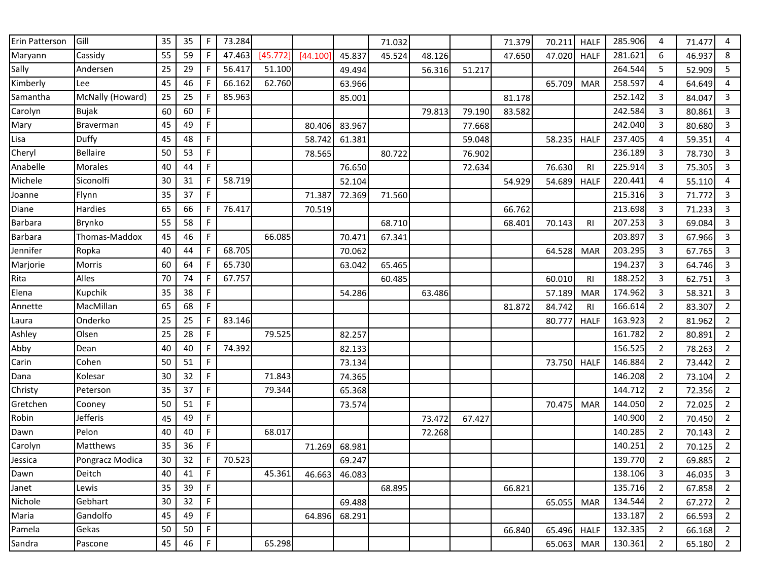| | | | | | | | | | | | | | | | | | | |
|---|---|---|---|---|---|---|---|---|---|---|---|---|---|---|---|---|---|---|
| Erin Patterson | Gill | 35 | 35 | F | 73.284 | | | | 71.032 | | | 71.379 | 70.211 | HALF | 285.906 | 4 | 71.477 | 4 |
| Maryann | Cassidy | 55 | 59 | F | 47.463 | [45.772] | [44.100] | 45.837 | 45.524 | 48.126 | | 47.650 | 47.020 | HALF | 281.621 | 6 | 46.937 | 8 |
| Sally | Andersen | 25 | 29 | F | 56.417 | 51.100 | | 49.494 | | 56.316 | 51.217 | | | | 264.544 | 5 | 52.909 | 5 |
| Kimberly | Lee | 45 | 46 | F | 66.162 | 62.760 | | 63.966 | | | | | 65.709 | MAR | 258.597 | 4 | 64.649 | 4 |
| Samantha | McNally (Howard) | 25 | 25 | F | 85.963 | | | 85.001 | | | | 81.178 | | | 252.142 | 3 | 84.047 | 3 |
| Carolyn | Bujak | 60 | 60 | F | | | | | | 79.813 | 79.190 | 83.582 | | | 242.584 | 3 | 80.861 | 3 |
| Mary | Braverman | 45 | 49 | F | | | 80.406 | 83.967 | | | 77.668 | | | | 242.040 | 3 | 80.680 | 3 |
| Lisa | Duffy | 45 | 48 | F | | | 58.742 | 61.381 | | | 59.048 | | 58.235 | HALF | 237.405 | 4 | 59.351 | 4 |
| Cheryl | Bellaire | 50 | 53 | F | | | 78.565 | | 80.722 | | 76.902 | | | | 236.189 | 3 | 78.730 | 3 |
| Anabelle | Morales | 40 | 44 | F | | | | 76.650 | | | 72.634 | | 76.630 | RI | 225.914 | 3 | 75.305 | 3 |
| Michele | Siconolfi | 30 | 31 | F | 58.719 | | | 52.104 | | | | 54.929 | 54.689 | HALF | 220.441 | 4 | 55.110 | 4 |
| Joanne | Flynn | 35 | 37 | F | | | 71.387 | 72.369 | 71.560 | | | | | | 215.316 | 3 | 71.772 | 3 |
| Diane | Hardies | 65 | 66 | F | 76.417 | | 70.519 | | | | | 66.762 | | | 213.698 | 3 | 71.233 | 3 |
| Barbara | Brynko | 55 | 58 | F | | | | | 68.710 | | | 68.401 | 70.143 | RI | 207.253 | 3 | 69.084 | 3 |
| Barbara | Thomas-Maddox | 45 | 46 | F | | 66.085 | | 70.471 | 67.341 | | | | | | 203.897 | 3 | 67.966 | 3 |
| Jennifer | Ropka | 40 | 44 | F | 68.705 | | | 70.062 | | | | | 64.528 | MAR | 203.295 | 3 | 67.765 | 3 |
| Marjorie | Morris | 60 | 64 | F | 65.730 | | | 63.042 | 65.465 | | | | | | 194.237 | 3 | 64.746 | 3 |
| Rita | Alles | 70 | 74 | F | 67.757 | | | | 60.485 | | | | 60.010 | RI | 188.252 | 3 | 62.751 | 3 |
| Elena | Kupchik | 35 | 38 | F | | | | 54.286 | | 63.486 | | | 57.189 | MAR | 174.962 | 3 | 58.321 | 3 |
| Annette | MacMillan | 65 | 68 | F | | | | | | | | 81.872 | 84.742 | RI | 166.614 | 2 | 83.307 | 2 |
| Laura | Onderko | 25 | 25 | F | 83.146 | | | | | | | | 80.777 | HALF | 163.923 | 2 | 81.962 | 2 |
| Ashley | Olsen | 25 | 28 | F | | 79.525 | | 82.257 | | | | | | | 161.782 | 2 | 80.891 | 2 |
| Abby | Dean | 40 | 40 | F | 74.392 | | | 82.133 | | | | | | | 156.525 | 2 | 78.263 | 2 |
| Carin | Cohen | 50 | 51 | F | | | | 73.134 | | | | | 73.750 | HALF | 146.884 | 2 | 73.442 | 2 |
| Dana | Kolesar | 30 | 32 | F | | 71.843 | | 74.365 | | | | | | | 146.208 | 2 | 73.104 | 2 |
| Christy | Peterson | 35 | 37 | F | | 79.344 | | 65.368 | | | | | | | 144.712 | 2 | 72.356 | 2 |
| Gretchen | Cooney | 50 | 51 | F | | | | 73.574 | | | | | 70.475 | MAR | 144.050 | 2 | 72.025 | 2 |
| Robin | Jefferis | 45 | 49 | F | | | | | | 73.472 | 67.427 | | | | 140.900 | 2 | 70.450 | 2 |
| Dawn | Pelon | 40 | 40 | F | | 68.017 | | | | 72.268 | | | | | 140.285 | 2 | 70.143 | 2 |
| Carolyn | Matthews | 35 | 36 | F | | | 71.269 | 68.981 | | | | | | | 140.251 | 2 | 70.125 | 2 |
| Jessica | Pongracz Modica | 30 | 32 | F | 70.523 | | | 69.247 | | | | | | | 139.770 | 2 | 69.885 | 2 |
| Dawn | Deitch | 40 | 41 | F | | 45.361 | 46.663 | 46.083 | | | | | | | 138.106 | 3 | 46.035 | 3 |
| Janet | Lewis | 35 | 39 | F | | | | | 68.895 | | | 66.821 | | | 135.716 | 2 | 67.858 | 2 |
| Nichole | Gebhart | 30 | 32 | F | | | | 69.488 | | | | | 65.055 | MAR | 134.544 | 2 | 67.272 | 2 |
| Maria | Gandolfo | 45 | 49 | F | | | 64.896 | 68.291 | | | | | | | 133.187 | 2 | 66.593 | 2 |
| Pamela | Gekas | 50 | 50 | F | | | | | | | | 66.840 | 65.496 | HALF | 132.335 | 2 | 66.168 | 2 |
| Sandra | Pascone | 45 | 46 | F | | 65.298 | | | | | | | 65.063 | MAR | 130.361 | 2 | 65.180 | 2 |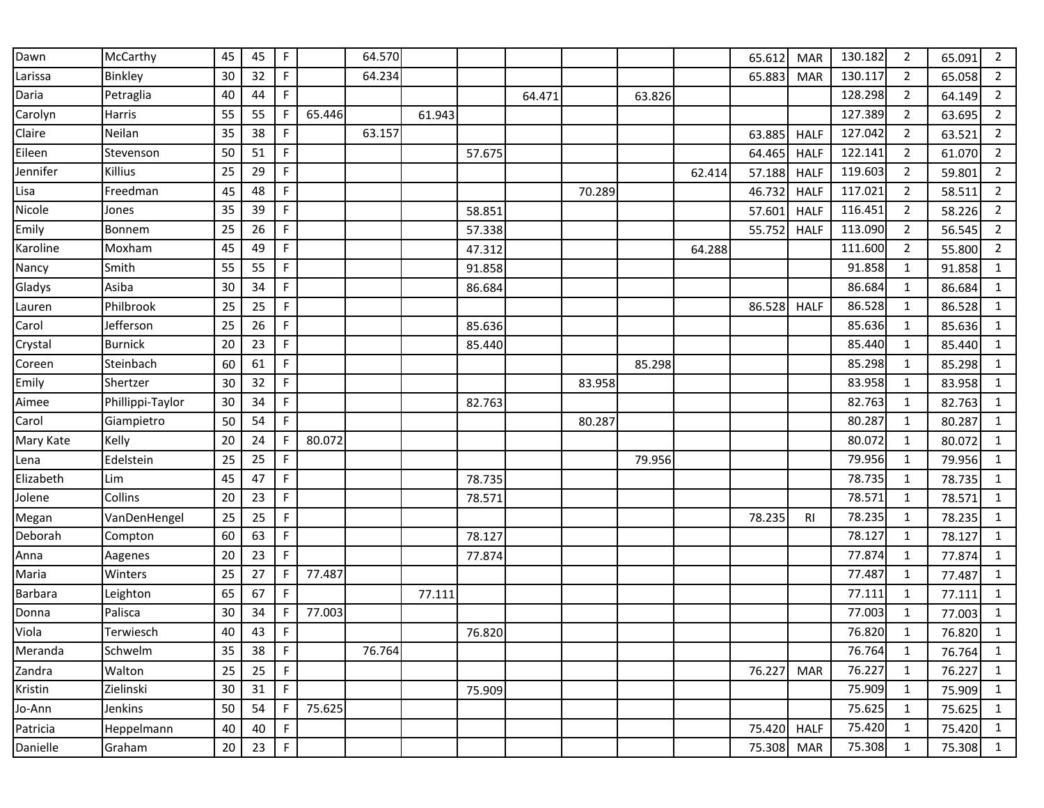| | | | | | | | | | | | | | | | | | | |
|---|---|---|---|---|---|---|---|---|---|---|---|---|---|---|---|---|---|---|
| Dawn | McCarthy | 45 | 45 | F | | 64.570 | | | | | | | 65.612 | MAR | 130.182 | 2 | 65.091 | 2 |
| Larissa | Binkley | 30 | 32 | F | | 64.234 | | | | | | | 65.883 | MAR | 130.117 | 2 | 65.058 | 2 |
| Daria | Petraglia | 40 | 44 | F | | | | | 64.471 | | 63.826 | | | | 128.298 | 2 | 64.149 | 2 |
| Carolyn | Harris | 55 | 55 | F | 65.446 | | 61.943 | | | | | | | | 127.389 | 2 | 63.695 | 2 |
| Claire | Neilan | 35 | 38 | F | | 63.157 | | | | | | | 63.885 | HALF | 127.042 | 2 | 63.521 | 2 |
| Eileen | Stevenson | 50 | 51 | F | | | | 57.675 | | | | | 64.465 | HALF | 122.141 | 2 | 61.070 | 2 |
| Jennifer | Killius | 25 | 29 | F | | | | | | | | 62.414 | 57.188 | HALF | 119.603 | 2 | 59.801 | 2 |
| Lisa | Freedman | 45 | 48 | F | | | | | | 70.289 | | | 46.732 | HALF | 117.021 | 2 | 58.511 | 2 |
| Nicole | Jones | 35 | 39 | F | | | | 58.851 | | | | | 57.601 | HALF | 116.451 | 2 | 58.226 | 2 |
| Emily | Bonnem | 25 | 26 | F | | | | 57.338 | | | | | 55.752 | HALF | 113.090 | 2 | 56.545 | 2 |
| Karoline | Moxham | 45 | 49 | F | | | | 47.312 | | | | 64.288 | | | 111.600 | 2 | 55.800 | 2 |
| Nancy | Smith | 55 | 55 | F | | | | 91.858 | | | | | | | 91.858 | 1 | 91.858 | 1 |
| Gladys | Asiba | 30 | 34 | F | | | | 86.684 | | | | | | | 86.684 | 1 | 86.684 | 1 |
| Lauren | Philbrook | 25 | 25 | F | | | | | | | | | 86.528 | HALF | 86.528 | 1 | 86.528 | 1 |
| Carol | Jefferson | 25 | 26 | F | | | | 85.636 | | | | | | | 85.636 | 1 | 85.636 | 1 |
| Crystal | Burnick | 20 | 23 | F | | | | 85.440 | | | | | | | 85.440 | 1 | 85.440 | 1 |
| Coreen | Steinbach | 60 | 61 | F | | | | | | | 85.298 | | | | 85.298 | 1 | 85.298 | 1 |
| Emily | Shertzer | 30 | 32 | F | | | | | | 83.958 | | | | | 83.958 | 1 | 83.958 | 1 |
| Aimee | Phillippi-Taylor | 30 | 34 | F | | | | 82.763 | | | | | | | 82.763 | 1 | 82.763 | 1 |
| Carol | Giampietro | 50 | 54 | F | | | | | | 80.287 | | | | | 80.287 | 1 | 80.287 | 1 |
| Mary Kate | Kelly | 20 | 24 | F | 80.072 | | | | | | | | | | 80.072 | 1 | 80.072 | 1 |
| Lena | Edelstein | 25 | 25 | F | | | | | | | 79.956 | | | | 79.956 | 1 | 79.956 | 1 |
| Elizabeth | Lim | 45 | 47 | F | | | | 78.735 | | | | | | | 78.735 | 1 | 78.735 | 1 |
| Jolene | Collins | 20 | 23 | F | | | | 78.571 | | | | | | | 78.571 | 1 | 78.571 | 1 |
| Megan | VanDenHengel | 25 | 25 | F | | | | | | | | | 78.235 | RI | 78.235 | 1 | 78.235 | 1 |
| Deborah | Compton | 60 | 63 | F | | | | 78.127 | | | | | | | 78.127 | 1 | 78.127 | 1 |
| Anna | Aagenes | 20 | 23 | F | | | | 77.874 | | | | | | | 77.874 | 1 | 77.874 | 1 |
| Maria | Winters | 25 | 27 | F | 77.487 | | | | | | | | | | 77.487 | 1 | 77.487 | 1 |
| Barbara | Leighton | 65 | 67 | F | | | 77.111 | | | | | | | | 77.111 | 1 | 77.111 | 1 |
| Donna | Palisca | 30 | 34 | F | 77.003 | | | | | | | | | | 77.003 | 1 | 77.003 | 1 |
| Viola | Terwiesch | 40 | 43 | F | | | | 76.820 | | | | | | | 76.820 | 1 | 76.820 | 1 |
| Meranda | Schwelm | 35 | 38 | F | | 76.764 | | | | | | | | | 76.764 | 1 | 76.764 | 1 |
| Zandra | Walton | 25 | 25 | F | | | | | | | | | 76.227 | MAR | 76.227 | 1 | 76.227 | 1 |
| Kristin | Zielinski | 30 | 31 | F | | | | 75.909 | | | | | | | 75.909 | 1 | 75.909 | 1 |
| Jo-Ann | Jenkins | 50 | 54 | F | 75.625 | | | | | | | | | | 75.625 | 1 | 75.625 | 1 |
| Patricia | Heppelmann | 40 | 40 | F | | | | | | | | | 75.420 | HALF | 75.420 | 1 | 75.420 | 1 |
| Danielle | Graham | 20 | 23 | F | | | | | | | | | 75.308 | MAR | 75.308 | 1 | 75.308 | 1 |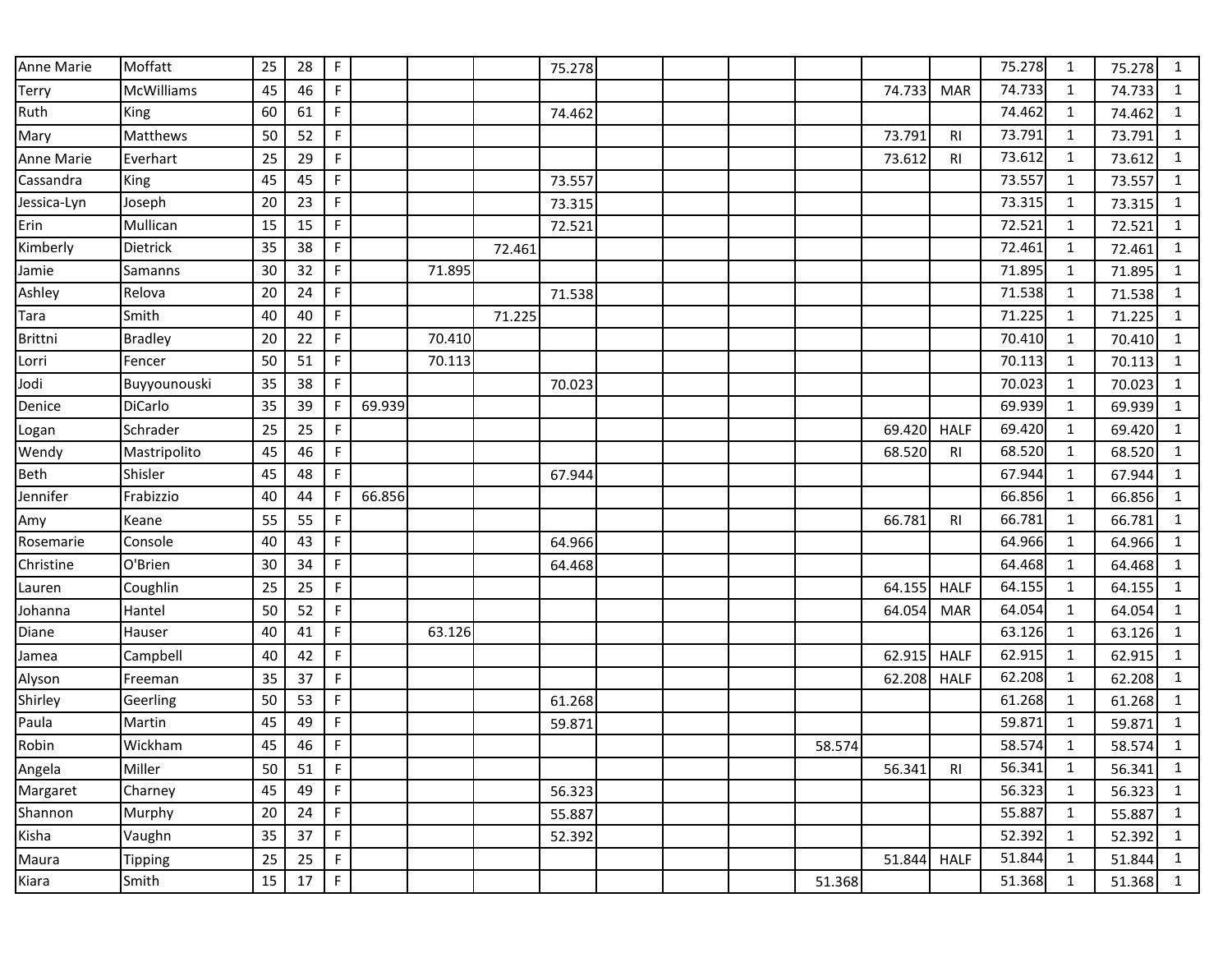| | | | | | | | | | | | | | | | | | | |
|---|---|---|---|---|---|---|---|---|---|---|---|---|---|---|---|---|---|---|
| Anne Marie | Moffatt | 25 | 28 | F | | | | 75.278 | | | | | | | 75.278 | 1 | 75.278 | 1 |
| Terry | McWilliams | 45 | 46 | F | | | | | | | | | 74.733 | MAR | 74.733 | 1 | 74.733 | 1 |
| Ruth | King | 60 | 61 | F | | | | 74.462 | | | | | | | 74.462 | 1 | 74.462 | 1 |
| Mary | Matthews | 50 | 52 | F | | | | | | | | | 73.791 | RI | 73.791 | 1 | 73.791 | 1 |
| Anne Marie | Everhart | 25 | 29 | F | | | | | | | | | 73.612 | RI | 73.612 | 1 | 73.612 | 1 |
| Cassandra | King | 45 | 45 | F | | | | 73.557 | | | | | | | 73.557 | 1 | 73.557 | 1 |
| Jessica-Lyn | Joseph | 20 | 23 | F | | | | 73.315 | | | | | | | 73.315 | 1 | 73.315 | 1 |
| Erin | Mullican | 15 | 15 | F | | | | 72.521 | | | | | | | 72.521 | 1 | 72.521 | 1 |
| Kimberly | Dietrick | 35 | 38 | F | | | 72.461 | | | | | | | | 72.461 | 1 | 72.461 | 1 |
| Jamie | Samanns | 30 | 32 | F | | 71.895 | | | | | | | | | 71.895 | 1 | 71.895 | 1 |
| Ashley | Relova | 20 | 24 | F | | | | 71.538 | | | | | | | 71.538 | 1 | 71.538 | 1 |
| Tara | Smith | 40 | 40 | F | | | 71.225 | | | | | | | | 71.225 | 1 | 71.225 | 1 |
| Brittni | Bradley | 20 | 22 | F | | 70.410 | | | | | | | | | 70.410 | 1 | 70.410 | 1 |
| Lorri | Fencer | 50 | 51 | F | | 70.113 | | | | | | | | | 70.113 | 1 | 70.113 | 1 |
| Jodi | Buyyounouski | 35 | 38 | F | | | | 70.023 | | | | | | | 70.023 | 1 | 70.023 | 1 |
| Denice | DiCarlo | 35 | 39 | F | 69.939 | | | | | | | | | | 69.939 | 1 | 69.939 | 1 |
| Logan | Schrader | 25 | 25 | F | | | | | | | | | 69.420 | HALF | 69.420 | 1 | 69.420 | 1 |
| Wendy | Mastripolito | 45 | 46 | F | | | | | | | | | 68.520 | RI | 68.520 | 1 | 68.520 | 1 |
| Beth | Shisler | 45 | 48 | F | | | | 67.944 | | | | | | | 67.944 | 1 | 67.944 | 1 |
| Jennifer | Frabizzio | 40 | 44 | F | 66.856 | | | | | | | | | | 66.856 | 1 | 66.856 | 1 |
| Amy | Keane | 55 | 55 | F | | | | | | | | | 66.781 | RI | 66.781 | 1 | 66.781 | 1 |
| Rosemarie | Console | 40 | 43 | F | | | | 64.966 | | | | | | | 64.966 | 1 | 64.966 | 1 |
| Christine | O'Brien | 30 | 34 | F | | | | 64.468 | | | | | | | 64.468 | 1 | 64.468 | 1 |
| Lauren | Coughlin | 25 | 25 | F | | | | | | | | | 64.155 | HALF | 64.155 | 1 | 64.155 | 1 |
| Johanna | Hantel | 50 | 52 | F | | | | | | | | | 64.054 | MAR | 64.054 | 1 | 64.054 | 1 |
| Diane | Hauser | 40 | 41 | F | | 63.126 | | | | | | | | | 63.126 | 1 | 63.126 | 1 |
| Jamea | Campbell | 40 | 42 | F | | | | | | | | | 62.915 | HALF | 62.915 | 1 | 62.915 | 1 |
| Alyson | Freeman | 35 | 37 | F | | | | | | | | | 62.208 | HALF | 62.208 | 1 | 62.208 | 1 |
| Shirley | Geerling | 50 | 53 | F | | | | 61.268 | | | | | | | 61.268 | 1 | 61.268 | 1 |
| Paula | Martin | 45 | 49 | F | | | | 59.871 | | | | | | | 59.871 | 1 | 59.871 | 1 |
| Robin | Wickham | 45 | 46 | F | | | | | | | | 58.574 | | | 58.574 | 1 | 58.574 | 1 |
| Angela | Miller | 50 | 51 | F | | | | | | | | | 56.341 | RI | 56.341 | 1 | 56.341 | 1 |
| Margaret | Charney | 45 | 49 | F | | | | 56.323 | | | | | | | 56.323 | 1 | 56.323 | 1 |
| Shannon | Murphy | 20 | 24 | F | | | | 55.887 | | | | | | | 55.887 | 1 | 55.887 | 1 |
| Kisha | Vaughn | 35 | 37 | F | | | | 52.392 | | | | | | | 52.392 | 1 | 52.392 | 1 |
| Maura | Tipping | 25 | 25 | F | | | | | | | | | 51.844 | HALF | 51.844 | 1 | 51.844 | 1 |
| Kiara | Smith | 15 | 17 | F | | | | | | | | 51.368 | | | 51.368 | 1 | 51.368 | 1 |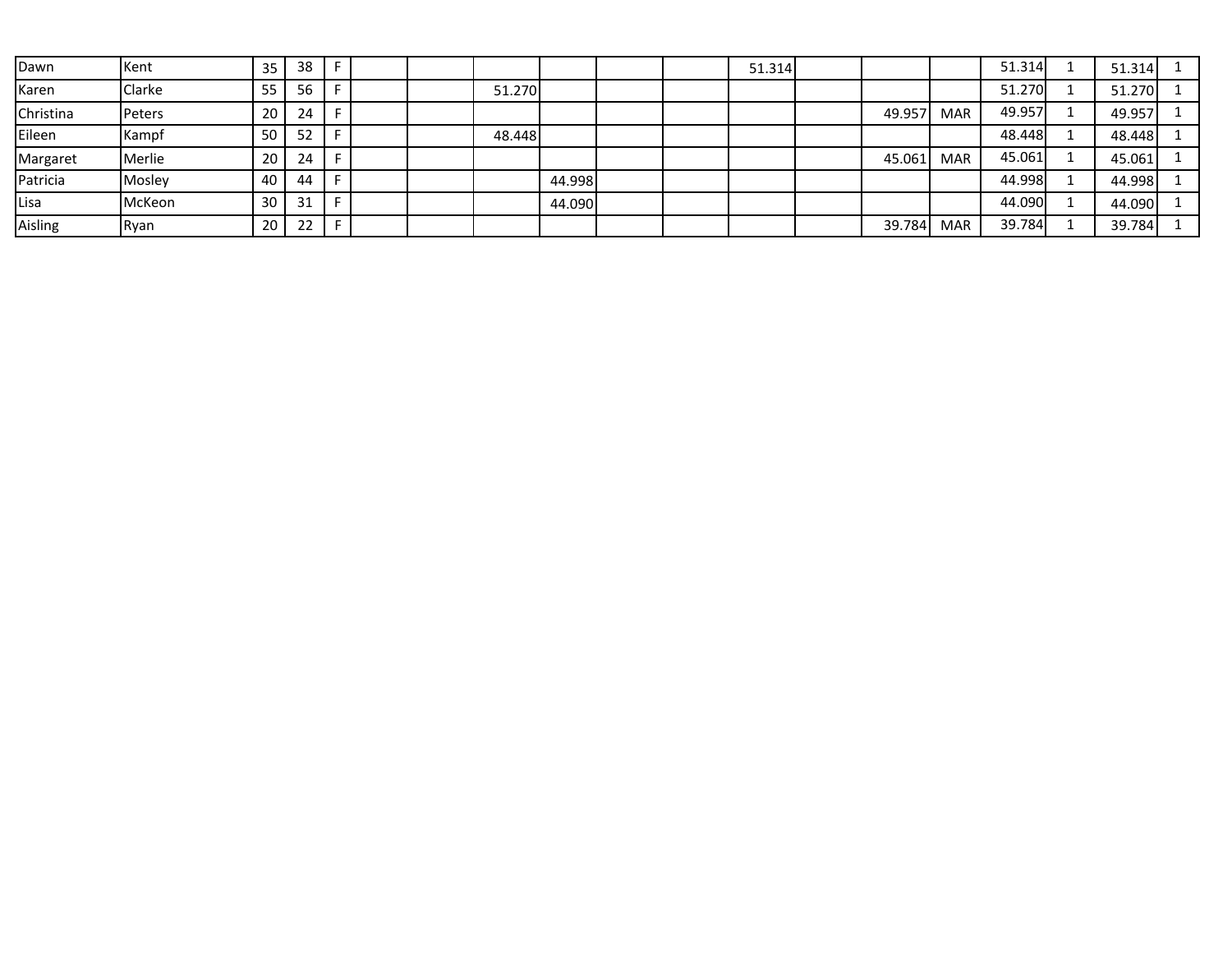| | | | | | | | | | | | | | | | | | | |
|---|---|---|---|---|---|---|---|---|---|---|---|---|---|---|---|---|---|---|
| Dawn | Kent | 35 | 38 | F | | | | | | | 51.314 | | | | 51.314 | 1 | 51.314 | 1 |
| Karen | Clarke | 55 | 56 | F | | | 51.270 | | | | | | | | 51.270 | 1 | 51.270 | 1 |
| Christina | Peters | 20 | 24 | F | | | | | | | | | 49.957 | MAR | 49.957 | 1 | 49.957 | 1 |
| Eileen | Kampf | 50 | 52 | F | | | 48.448 | | | | | | | | 48.448 | 1 | 48.448 | 1 |
| Margaret | Merlie | 20 | 24 | F | | | | | | | | | 45.061 | MAR | 45.061 | 1 | 45.061 | 1 |
| Patricia | Mosley | 40 | 44 | F | | | | 44.998 | | | | | | | 44.998 | 1 | 44.998 | 1 |
| Lisa | McKeon | 30 | 31 | F | | | | 44.090 | | | | | | | 44.090 | 1 | 44.090 | 1 |
| Aisling | Ryan | 20 | 22 | F | | | | | | | | | 39.784 | MAR | 39.784 | 1 | 39.784 | 1 |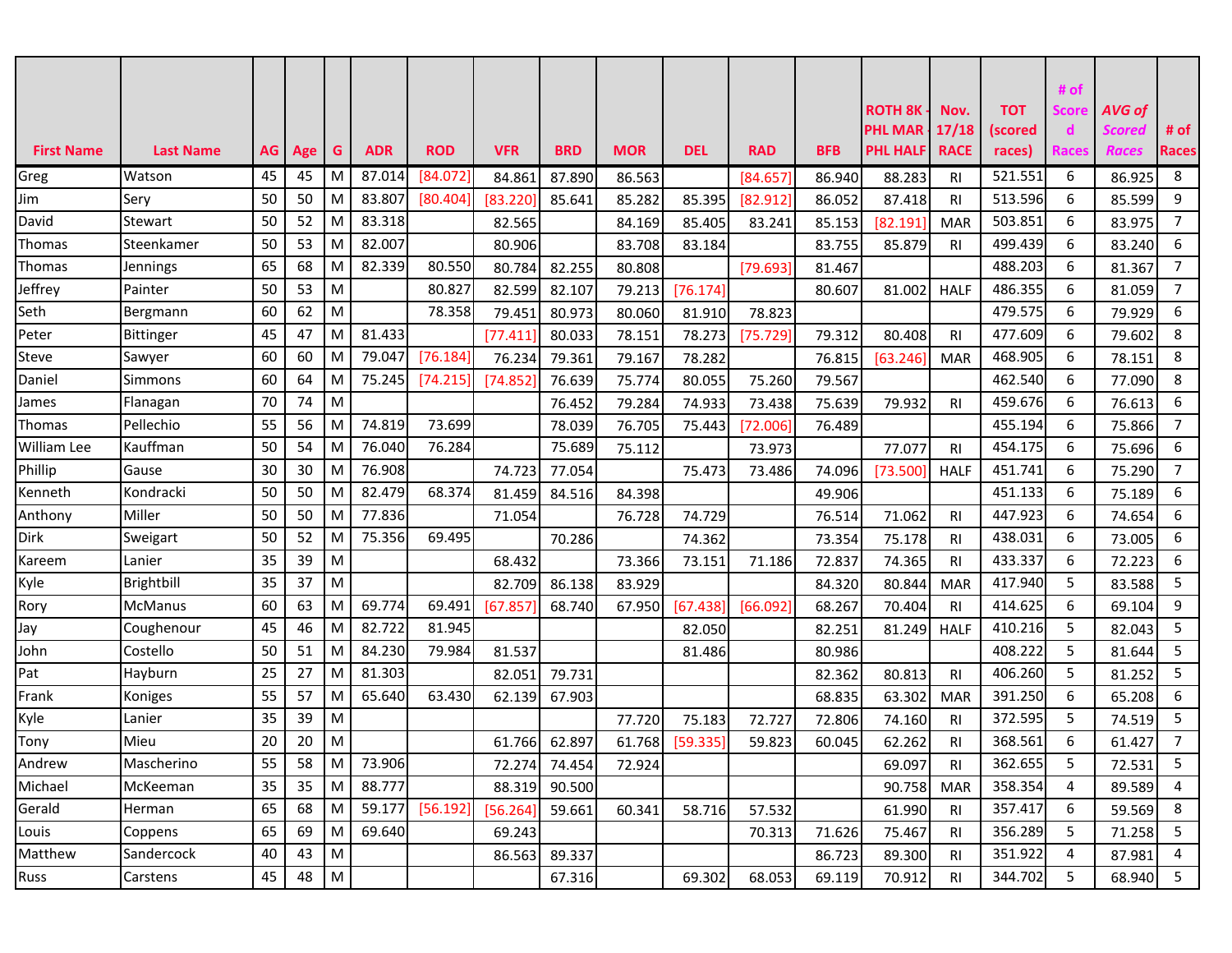| First Name | Last Name | AG | Age | G | ADR | ROD | VFR | BRD | MOR | DEL | RAD | BFB | ROTH 8K - PHL MAR - PHL HALF | Nov. 17/18 RACE | TOT (scored races) | # of Scored Races | AVG of Scored Races | # of Races |
|---|---|---|---|---|---|---|---|---|---|---|---|---|---|---|---|---|---|---|
| Greg | Watson | 45 | 45 | M | 87.014 | [84.072] | 84.861 | 87.890 | 86.563 | | [84.657] | 86.940 | 88.283 | RI | 521.551 | 6 | 86.925 | 8 |
| Jim | Sery | 50 | 50 | M | 83.807 | [80.404] | [83.220] | 85.641 | 85.282 | 85.395 | [82.912] | 86.052 | 87.418 | RI | 513.596 | 6 | 85.599 | 9 |
| David | Stewart | 50 | 52 | M | 83.318 | | 82.565 | | 84.169 | 85.405 | 83.241 | 85.153 | [82.191] | MAR | 503.851 | 6 | 83.975 | 7 |
| Thomas | Steenkamer | 50 | 53 | M | 82.007 | | 80.906 | | 83.708 | 83.184 | | 83.755 | 85.879 | RI | 499.439 | 6 | 83.240 | 6 |
| Thomas | Jennings | 65 | 68 | M | 82.339 | 80.550 | 80.784 | 82.255 | 80.808 | | [79.693] | 81.467 | | | 488.203 | 6 | 81.367 | 7 |
| Jeffrey | Painter | 50 | 53 | M | | 80.827 | 82.599 | 82.107 | 79.213 | [76.174] | | 80.607 | 81.002 | HALF | 486.355 | 6 | 81.059 | 7 |
| Seth | Bergmann | 60 | 62 | M | | 78.358 | 79.451 | 80.973 | 80.060 | 81.910 | 78.823 | | | | 479.575 | 6 | 79.929 | 6 |
| Peter | Bittinger | 45 | 47 | M | 81.433 | | [77.411] | 80.033 | 78.151 | 78.273 | [75.729] | 79.312 | 80.408 | RI | 477.609 | 6 | 79.602 | 8 |
| Steve | Sawyer | 60 | 60 | M | 79.047 | [76.184] | 76.234 | 79.361 | 79.167 | 78.282 | | 76.815 | [63.246] | MAR | 468.905 | 6 | 78.151 | 8 |
| Daniel | Simmons | 60 | 64 | M | 75.245 | [74.215] | [74.852] | 76.639 | 75.774 | 80.055 | 75.260 | 79.567 | | | 462.540 | 6 | 77.090 | 8 |
| James | Flanagan | 70 | 74 | M | | | | 76.452 | 79.284 | 74.933 | 73.438 | 75.639 | 79.932 | RI | 459.676 | 6 | 76.613 | 6 |
| Thomas | Pellechio | 55 | 56 | M | 74.819 | 73.699 | | 78.039 | 76.705 | 75.443 | [72.006] | 76.489 | | | 455.194 | 6 | 75.866 | 7 |
| William Lee | Kauffman | 50 | 54 | M | 76.040 | 76.284 | | 75.689 | 75.112 | | 73.973 | | 77.077 | RI | 454.175 | 6 | 75.696 | 6 |
| Phillip | Gause | 30 | 30 | M | 76.908 | | 74.723 | 77.054 | | 75.473 | 73.486 | 74.096 | [73.500] | HALF | 451.741 | 6 | 75.290 | 7 |
| Kenneth | Kondracki | 50 | 50 | M | 82.479 | 68.374 | 81.459 | 84.516 | 84.398 | | | 49.906 | | | 451.133 | 6 | 75.189 | 6 |
| Anthony | Miller | 50 | 50 | M | 77.836 | | 71.054 | | 76.728 | 74.729 | | 76.514 | 71.062 | RI | 447.923 | 6 | 74.654 | 6 |
| Dirk | Sweigart | 50 | 52 | M | 75.356 | 69.495 | | 70.286 | | 74.362 | | 73.354 | 75.178 | RI | 438.031 | 6 | 73.005 | 6 |
| Kareem | Lanier | 35 | 39 | M | | | 68.432 | | 73.366 | 73.151 | 71.186 | 72.837 | 74.365 | RI | 433.337 | 6 | 72.223 | 6 |
| Kyle | Brightbill | 35 | 37 | M | | | 82.709 | 86.138 | 83.929 | | | 84.320 | 80.844 | MAR | 417.940 | 5 | 83.588 | 5 |
| Rory | McManus | 60 | 63 | M | 69.774 | 69.491 | [67.857] | 68.740 | 67.950 | [67.438] | [66.092] | 68.267 | 70.404 | RI | 414.625 | 6 | 69.104 | 9 |
| Jay | Coughenour | 45 | 46 | M | 82.722 | 81.945 | | | | 82.050 | | 82.251 | 81.249 | HALF | 410.216 | 5 | 82.043 | 5 |
| John | Costello | 50 | 51 | M | 84.230 | 79.984 | 81.537 | | | 81.486 | | 80.986 | | | 408.222 | 5 | 81.644 | 5 |
| Pat | Hayburn | 25 | 27 | M | 81.303 | | 82.051 | 79.731 | | | | 82.362 | 80.813 | RI | 406.260 | 5 | 81.252 | 5 |
| Frank | Koniges | 55 | 57 | M | 65.640 | 63.430 | 62.139 | 67.903 | | | | 68.835 | 63.302 | MAR | 391.250 | 6 | 65.208 | 6 |
| Kyle | Lanier | 35 | 39 | M | | | | | 77.720 | 75.183 | 72.727 | 72.806 | 74.160 | RI | 372.595 | 5 | 74.519 | 5 |
| Tony | Mieu | 20 | 20 | M | | | 61.766 | 62.897 | 61.768 | [59.335] | 59.823 | 60.045 | 62.262 | RI | 368.561 | 6 | 61.427 | 7 |
| Andrew | Mascherino | 55 | 58 | M | 73.906 | | 72.274 | 74.454 | 72.924 | | | | 69.097 | RI | 362.655 | 5 | 72.531 | 5 |
| Michael | McKeeman | 35 | 35 | M | 88.777 | | 88.319 | 90.500 | | | | | 90.758 | MAR | 358.354 | 4 | 89.589 | 4 |
| Gerald | Herman | 65 | 68 | M | 59.177 | [56.192] | [56.264] | 59.661 | 60.341 | 58.716 | 57.532 | | 61.990 | RI | 357.417 | 6 | 59.569 | 8 |
| Louis | Coppens | 65 | 69 | M | 69.640 | | 69.243 | | | | 70.313 | 71.626 | 75.467 | RI | 356.289 | 5 | 71.258 | 5 |
| Matthew | Sandercock | 40 | 43 | M | | | 86.563 | 89.337 | | | | 86.723 | 89.300 | RI | 351.922 | 4 | 87.981 | 4 |
| Russ | Carstens | 45 | 48 | M | | | | 67.316 | | 69.302 | 68.053 | 69.119 | 70.912 | RI | 344.702 | 5 | 68.940 | 5 |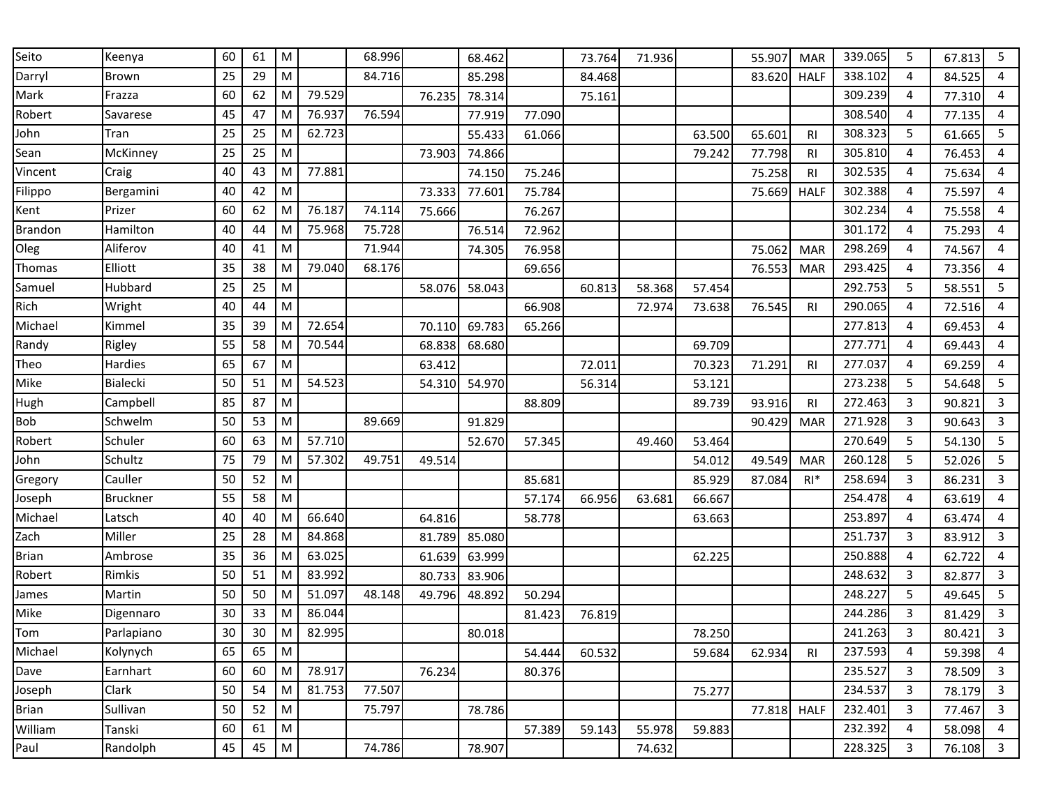| | | | | | | | | | | | | | | | | | | |
|---|---|---|---|---|---|---|---|---|---|---|---|---|---|---|---|---|---|---|
| Seito | Keenya | 60 | 61 | M | | 68.996 | | 68.462 | | 73.764 | 71.936 | | 55.907 | MAR | 339.065 | 5 | 67.813 | 5 |
| Darryl | Brown | 25 | 29 | M | | 84.716 | | 85.298 | | 84.468 | | | 83.620 | HALF | 338.102 | 4 | 84.525 | 4 |
| Mark | Frazza | 60 | 62 | M | 79.529 | | 76.235 | 78.314 | | 75.161 | | | | | 309.239 | 4 | 77.310 | 4 |
| Robert | Savarese | 45 | 47 | M | 76.937 | 76.594 | | 77.919 | 77.090 | | | | | | 308.540 | 4 | 77.135 | 4 |
| John | Tran | 25 | 25 | M | 62.723 | | | 55.433 | 61.066 | | | 63.500 | 65.601 | RI | 308.323 | 5 | 61.665 | 5 |
| Sean | McKinney | 25 | 25 | M | | | 73.903 | 74.866 | | | | 79.242 | 77.798 | RI | 305.810 | 4 | 76.453 | 4 |
| Vincent | Craig | 40 | 43 | M | 77.881 | | | 74.150 | 75.246 | | | | 75.258 | RI | 302.535 | 4 | 75.634 | 4 |
| Filippo | Bergamini | 40 | 42 | M | | | 73.333 | 77.601 | 75.784 | | | | 75.669 | HALF | 302.388 | 4 | 75.597 | 4 |
| Kent | Prizer | 60 | 62 | M | 76.187 | 74.114 | 75.666 | | 76.267 | | | | | | 302.234 | 4 | 75.558 | 4 |
| Brandon | Hamilton | 40 | 44 | M | 75.968 | 75.728 | | 76.514 | 72.962 | | | | | | 301.172 | 4 | 75.293 | 4 |
| Oleg | Aliferov | 40 | 41 | M | | 71.944 | | 74.305 | 76.958 | | | | 75.062 | MAR | 298.269 | 4 | 74.567 | 4 |
| Thomas | Elliott | 35 | 38 | M | 79.040 | 68.176 | | | 69.656 | | | | 76.553 | MAR | 293.425 | 4 | 73.356 | 4 |
| Samuel | Hubbard | 25 | 25 | M | | | 58.076 | 58.043 | | 60.813 | 58.368 | 57.454 | | | 292.753 | 5 | 58.551 | 5 |
| Rich | Wright | 40 | 44 | M | | | | | 66.908 | | 72.974 | 73.638 | 76.545 | RI | 290.065 | 4 | 72.516 | 4 |
| Michael | Kimmel | 35 | 39 | M | 72.654 | | 70.110 | 69.783 | 65.266 | | | | | | 277.813 | 4 | 69.453 | 4 |
| Randy | Rigley | 55 | 58 | M | 70.544 | | 68.838 | 68.680 | | | | 69.709 | | | 277.771 | 4 | 69.443 | 4 |
| Theo | Hardies | 65 | 67 | M | | | 63.412 | | | 72.011 | | 70.323 | 71.291 | RI | 277.037 | 4 | 69.259 | 4 |
| Mike | Bialecki | 50 | 51 | M | 54.523 | | 54.310 | 54.970 | | 56.314 | | 53.121 | | | 273.238 | 5 | 54.648 | 5 |
| Hugh | Campbell | 85 | 87 | M | | | | | 88.809 | | | 89.739 | 93.916 | RI | 272.463 | 3 | 90.821 | 3 |
| Bob | Schwelm | 50 | 53 | M | | 89.669 | | 91.829 | | | | | 90.429 | MAR | 271.928 | 3 | 90.643 | 3 |
| Robert | Schuler | 60 | 63 | M | 57.710 | | | 52.670 | 57.345 | | 49.460 | 53.464 | | | 270.649 | 5 | 54.130 | 5 |
| John | Schultz | 75 | 79 | M | 57.302 | 49.751 | 49.514 | | | | | 54.012 | 49.549 | MAR | 260.128 | 5 | 52.026 | 5 |
| Gregory | Cauller | 50 | 52 | M | | | | | 85.681 | | | 85.929 | 87.084 | RI* | 258.694 | 3 | 86.231 | 3 |
| Joseph | Bruckner | 55 | 58 | M | | | | | 57.174 | 66.956 | 63.681 | 66.667 | | | 254.478 | 4 | 63.619 | 4 |
| Michael | Latsch | 40 | 40 | M | 66.640 | | 64.816 | | 58.778 | | | 63.663 | | | 253.897 | 4 | 63.474 | 4 |
| Zach | Miller | 25 | 28 | M | 84.868 | | 81.789 | 85.080 | | | | | | | 251.737 | 3 | 83.912 | 3 |
| Brian | Ambrose | 35 | 36 | M | 63.025 | | 61.639 | 63.999 | | | | 62.225 | | | 250.888 | 4 | 62.722 | 4 |
| Robert | Rimkis | 50 | 51 | M | 83.992 | | 80.733 | 83.906 | | | | | | | 248.632 | 3 | 82.877 | 3 |
| James | Martin | 50 | 50 | M | 51.097 | 48.148 | 49.796 | 48.892 | 50.294 | | | | | | 248.227 | 5 | 49.645 | 5 |
| Mike | Digennaro | 30 | 33 | M | 86.044 | | | | 81.423 | 76.819 | | | | | 244.286 | 3 | 81.429 | 3 |
| Tom | Parlapiano | 30 | 30 | M | 82.995 | | | 80.018 | | | | 78.250 | | | 241.263 | 3 | 80.421 | 3 |
| Michael | Kolynych | 65 | 65 | M | | | | | 54.444 | 60.532 | | 59.684 | 62.934 | RI | 237.593 | 4 | 59.398 | 4 |
| Dave | Earnhart | 60 | 60 | M | 78.917 | | 76.234 | | 80.376 | | | | | | 235.527 | 3 | 78.509 | 3 |
| Joseph | Clark | 50 | 54 | M | 81.753 | 77.507 | | | | | | 75.277 | | | 234.537 | 3 | 78.179 | 3 |
| Brian | Sullivan | 50 | 52 | M | | 75.797 | | 78.786 | | | | | 77.818 | HALF | 232.401 | 3 | 77.467 | 3 |
| William | Tanski | 60 | 61 | M | | | | | 57.389 | 59.143 | 55.978 | 59.883 | | | 232.392 | 4 | 58.098 | 4 |
| Paul | Randolph | 45 | 45 | M | | 74.786 | | 78.907 | | | 74.632 | | | | 228.325 | 3 | 76.108 | 3 |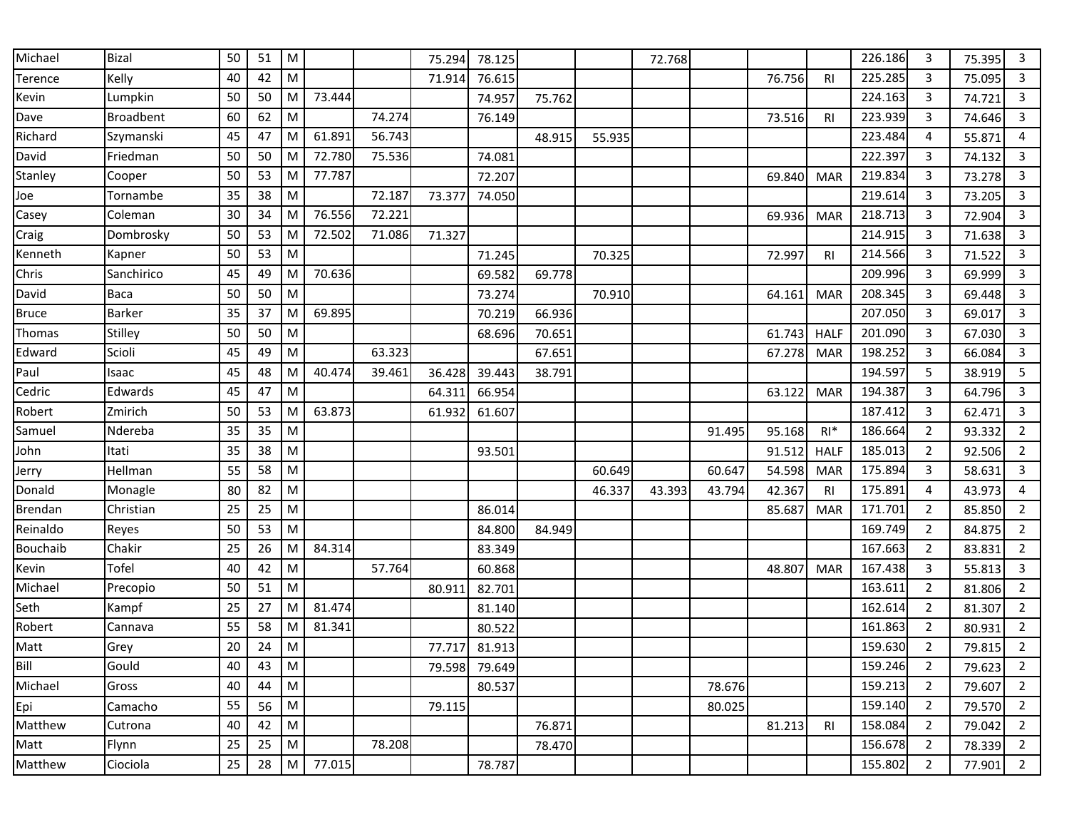| | | | | | | | | | | | | | | | | | | |
|---|---|---|---|---|---|---|---|---|---|---|---|---|---|---|---|---|---|---|
| Michael | Bizal | 50 | 51 | M | | | 75.294 | 78.125 | | | 72.768 | | | | 226.186 | 3 | 75.395 | 3 |
| Terence | Kelly | 40 | 42 | M | | | 71.914 | 76.615 | | | | | 76.756 | RI | 225.285 | 3 | 75.095 | 3 |
| Kevin | Lumpkin | 50 | 50 | M | 73.444 | | | 74.957 | 75.762 | | | | | | 224.163 | 3 | 74.721 | 3 |
| Dave | Broadbent | 60 | 62 | M | | 74.274 | | 76.149 | | | | | 73.516 | RI | 223.939 | 3 | 74.646 | 3 |
| Richard | Szymanski | 45 | 47 | M | 61.891 | 56.743 | | | 48.915 | 55.935 | | | | | 223.484 | 4 | 55.871 | 4 |
| David | Friedman | 50 | 50 | M | 72.780 | 75.536 | | 74.081 | | | | | | | 222.397 | 3 | 74.132 | 3 |
| Stanley | Cooper | 50 | 53 | M | 77.787 | | | 72.207 | | | | | 69.840 | MAR | 219.834 | 3 | 73.278 | 3 |
| Joe | Tornambe | 35 | 38 | M | | 72.187 | 73.377 | 74.050 | | | | | | | 219.614 | 3 | 73.205 | 3 |
| Casey | Coleman | 30 | 34 | M | 76.556 | 72.221 | | | | | | | 69.936 | MAR | 218.713 | 3 | 72.904 | 3 |
| Craig | Dombrosky | 50 | 53 | M | 72.502 | 71.086 | 71.327 | | | | | | | | 214.915 | 3 | 71.638 | 3 |
| Kenneth | Kapner | 50 | 53 | M | | | | 71.245 | | 70.325 | | | 72.997 | RI | 214.566 | 3 | 71.522 | 3 |
| Chris | Sanchirico | 45 | 49 | M | 70.636 | | | 69.582 | 69.778 | | | | | | 209.996 | 3 | 69.999 | 3 |
| David | Baca | 50 | 50 | M | | | | 73.274 | | 70.910 | | | 64.161 | MAR | 208.345 | 3 | 69.448 | 3 |
| Bruce | Barker | 35 | 37 | M | 69.895 | | | 70.219 | 66.936 | | | | | | 207.050 | 3 | 69.017 | 3 |
| Thomas | Stilley | 50 | 50 | M | | | | 68.696 | 70.651 | | | | 61.743 | HALF | 201.090 | 3 | 67.030 | 3 |
| Edward | Scioli | 45 | 49 | M | | 63.323 | | | 67.651 | | | | 67.278 | MAR | 198.252 | 3 | 66.084 | 3 |
| Paul | Isaac | 45 | 48 | M | 40.474 | 39.461 | 36.428 | 39.443 | 38.791 | | | | | | 194.597 | 5 | 38.919 | 5 |
| Cedric | Edwards | 45 | 47 | M | | | 64.311 | 66.954 | | | | | 63.122 | MAR | 194.387 | 3 | 64.796 | 3 |
| Robert | Zmirich | 50 | 53 | M | 63.873 | | 61.932 | 61.607 | | | | | | | 187.412 | 3 | 62.471 | 3 |
| Samuel | Ndereba | 35 | 35 | M | | | | | | | | 91.495 | 95.168 | RI* | 186.664 | 2 | 93.332 | 2 |
| John | Itati | 35 | 38 | M | | | | 93.501 | | | | | 91.512 | HALF | 185.013 | 2 | 92.506 | 2 |
| Jerry | Hellman | 55 | 58 | M | | | | | | 60.649 | | 60.647 | 54.598 | MAR | 175.894 | 3 | 58.631 | 3 |
| Donald | Monagle | 80 | 82 | M | | | | | | 46.337 | 43.393 | 43.794 | 42.367 | RI | 175.891 | 4 | 43.973 | 4 |
| Brendan | Christian | 25 | 25 | M | | | | 86.014 | | | | | 85.687 | MAR | 171.701 | 2 | 85.850 | 2 |
| Reinaldo | Reyes | 50 | 53 | M | | | | 84.800 | 84.949 | | | | | | 169.749 | 2 | 84.875 | 2 |
| Bouchaib | Chakir | 25 | 26 | M | 84.314 | | | 83.349 | | | | | | | 167.663 | 2 | 83.831 | 2 |
| Kevin | Tofel | 40 | 42 | M | | 57.764 | | 60.868 | | | | | 48.807 | MAR | 167.438 | 3 | 55.813 | 3 |
| Michael | Precopio | 50 | 51 | M | | | 80.911 | 82.701 | | | | | | | 163.611 | 2 | 81.806 | 2 |
| Seth | Kampf | 25 | 27 | M | 81.474 | | | 81.140 | | | | | | | 162.614 | 2 | 81.307 | 2 |
| Robert | Cannava | 55 | 58 | M | 81.341 | | | 80.522 | | | | | | | 161.863 | 2 | 80.931 | 2 |
| Matt | Grey | 20 | 24 | M | | | 77.717 | 81.913 | | | | | | | 159.630 | 2 | 79.815 | 2 |
| Bill | Gould | 40 | 43 | M | | | 79.598 | 79.649 | | | | | | | 159.246 | 2 | 79.623 | 2 |
| Michael | Gross | 40 | 44 | M | | | | 80.537 | | | | 78.676 | | | 159.213 | 2 | 79.607 | 2 |
| Epi | Camacho | 55 | 56 | M | | | 79.115 | | | | | 80.025 | | | 159.140 | 2 | 79.570 | 2 |
| Matthew | Cutrona | 40 | 42 | M | | | | | 76.871 | | | | 81.213 | RI | 158.084 | 2 | 79.042 | 2 |
| Matt | Flynn | 25 | 25 | M | | 78.208 | | | 78.470 | | | | | | 156.678 | 2 | 78.339 | 2 |
| Matthew | Ciociola | 25 | 28 | M | 77.015 | | | 78.787 | | | | | | | 155.802 | 2 | 77.901 | 2 |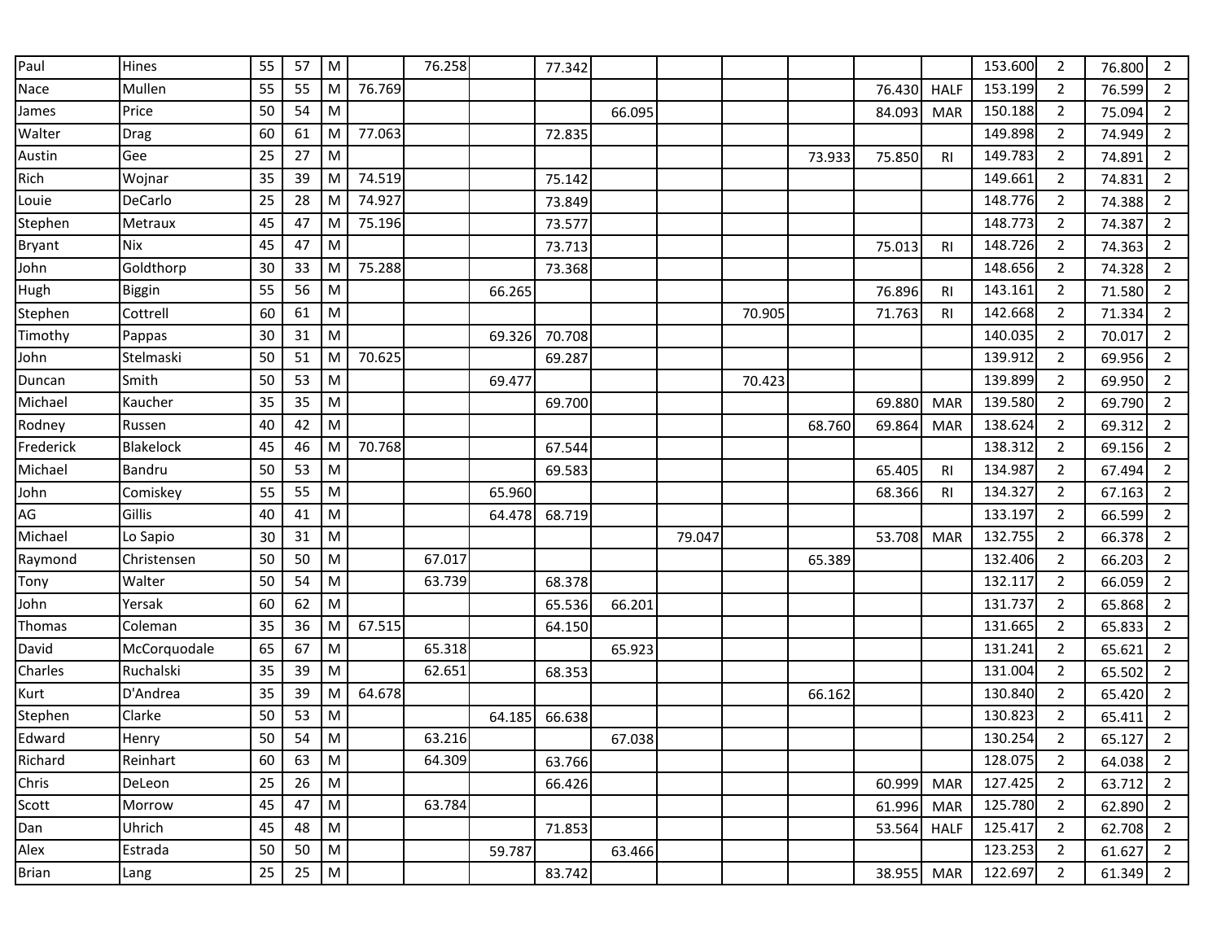| | | | | | | | | | | | | | | | | | | |
|---|---|---|---|---|---|---|---|---|---|---|---|---|---|---|---|---|---|---|
| Paul | Hines | 55 | 57 | M | | 76.258 | | 77.342 | | | | | | | 153.600 | 2 | 76.800 | 2 |
| Nace | Mullen | 55 | 55 | M | 76.769 | | | | | | | | 76.430 | HALF | 153.199 | 2 | 76.599 | 2 |
| James | Price | 50 | 54 | M | | | | | 66.095 | | | | 84.093 | MAR | 150.188 | 2 | 75.094 | 2 |
| Walter | Drag | 60 | 61 | M | 77.063 | | | 72.835 | | | | | | | 149.898 | 2 | 74.949 | 2 |
| Austin | Gee | 25 | 27 | M | | | | | | | | 73.933 | 75.850 | RI | 149.783 | 2 | 74.891 | 2 |
| Rich | Wojnar | 35 | 39 | M | 74.519 | | | 75.142 | | | | | | | 149.661 | 2 | 74.831 | 2 |
| Louie | DeCarlo | 25 | 28 | M | 74.927 | | | 73.849 | | | | | | | 148.776 | 2 | 74.388 | 2 |
| Stephen | Metraux | 45 | 47 | M | 75.196 | | | 73.577 | | | | | | | 148.773 | 2 | 74.387 | 2 |
| Bryant | Nix | 45 | 47 | M | | | | 73.713 | | | | | 75.013 | RI | 148.726 | 2 | 74.363 | 2 |
| John | Goldthorp | 30 | 33 | M | 75.288 | | | 73.368 | | | | | | | 148.656 | 2 | 74.328 | 2 |
| Hugh | Biggin | 55 | 56 | M | | | 66.265 | | | | | | 76.896 | RI | 143.161 | 2 | 71.580 | 2 |
| Stephen | Cottrell | 60 | 61 | M | | | | | | | 70.905 | | 71.763 | RI | 142.668 | 2 | 71.334 | 2 |
| Timothy | Pappas | 30 | 31 | M | | | 69.326 | 70.708 | | | | | | | 140.035 | 2 | 70.017 | 2 |
| John | Stelmaski | 50 | 51 | M | 70.625 | | | 69.287 | | | | | | | 139.912 | 2 | 69.956 | 2 |
| Duncan | Smith | 50 | 53 | M | | | 69.477 | | | | 70.423 | | | | 139.899 | 2 | 69.950 | 2 |
| Michael | Kaucher | 35 | 35 | M | | | | 69.700 | | | | | 69.880 | MAR | 139.580 | 2 | 69.790 | 2 |
| Rodney | Russen | 40 | 42 | M | | | | | | | | 68.760 | 69.864 | MAR | 138.624 | 2 | 69.312 | 2 |
| Frederick | Blakelock | 45 | 46 | M | 70.768 | | | 67.544 | | | | | | | 138.312 | 2 | 69.156 | 2 |
| Michael | Bandru | 50 | 53 | M | | | | 69.583 | | | | | 65.405 | RI | 134.987 | 2 | 67.494 | 2 |
| John | Comiskey | 55 | 55 | M | | | 65.960 | | | | | | 68.366 | RI | 134.327 | 2 | 67.163 | 2 |
| AG | Gillis | 40 | 41 | M | | | 64.478 | 68.719 | | | | | | | 133.197 | 2 | 66.599 | 2 |
| Michael | Lo Sapio | 30 | 31 | M | | | | | | 79.047 | | | 53.708 | MAR | 132.755 | 2 | 66.378 | 2 |
| Raymond | Christensen | 50 | 50 | M | | 67.017 | | | | | | 65.389 | | | 132.406 | 2 | 66.203 | 2 |
| Tony | Walter | 50 | 54 | M | | 63.739 | | 68.378 | | | | | | | 132.117 | 2 | 66.059 | 2 |
| John | Yersak | 60 | 62 | M | | | | 65.536 | 66.201 | | | | | | 131.737 | 2 | 65.868 | 2 |
| Thomas | Coleman | 35 | 36 | M | 67.515 | | | 64.150 | | | | | | | 131.665 | 2 | 65.833 | 2 |
| David | McCorquodale | 65 | 67 | M | | 65.318 | | | 65.923 | | | | | | 131.241 | 2 | 65.621 | 2 |
| Charles | Ruchalski | 35 | 39 | M | | 62.651 | | 68.353 | | | | | | | 131.004 | 2 | 65.502 | 2 |
| Kurt | D'Andrea | 35 | 39 | M | 64.678 | | | | | | | 66.162 | | | 130.840 | 2 | 65.420 | 2 |
| Stephen | Clarke | 50 | 53 | M | | | 64.185 | 66.638 | | | | | | | 130.823 | 2 | 65.411 | 2 |
| Edward | Henry | 50 | 54 | M | | 63.216 | | | 67.038 | | | | | | 130.254 | 2 | 65.127 | 2 |
| Richard | Reinhart | 60 | 63 | M | | 64.309 | | 63.766 | | | | | | | 128.075 | 2 | 64.038 | 2 |
| Chris | DeLeon | 25 | 26 | M | | | | 66.426 | | | | | 60.999 | MAR | 127.425 | 2 | 63.712 | 2 |
| Scott | Morrow | 45 | 47 | M | | 63.784 | | | | | | | 61.996 | MAR | 125.780 | 2 | 62.890 | 2 |
| Dan | Uhrich | 45 | 48 | M | | | | 71.853 | | | | | 53.564 | HALF | 125.417 | 2 | 62.708 | 2 |
| Alex | Estrada | 50 | 50 | M | | | 59.787 | | 63.466 | | | | | | 123.253 | 2 | 61.627 | 2 |
| Brian | Lang | 25 | 25 | M | | | | 83.742 | | | | | 38.955 | MAR | 122.697 | 2 | 61.349 | 2 |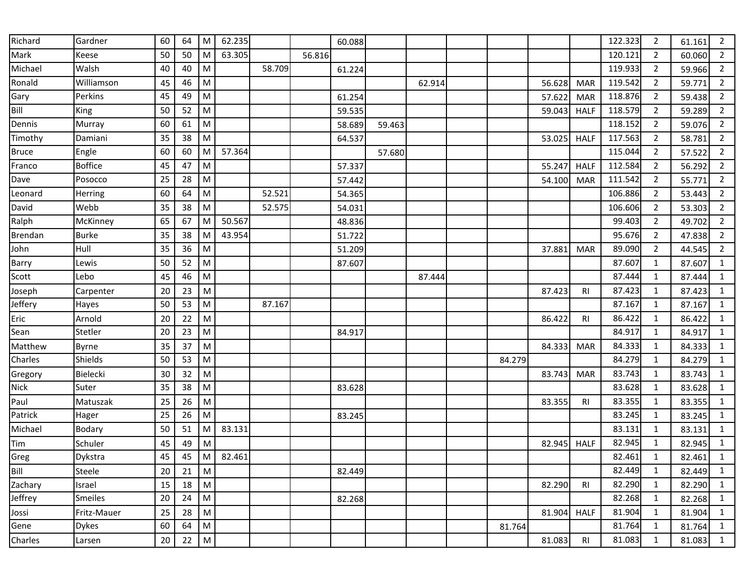| | | | | | | | | | | | | | | | | | | |
|---|---|---|---|---|---|---|---|---|---|---|---|---|---|---|---|---|---|---|
| Richard | Gardner | 60 | 64 | M | 62.235 | | | 60.088 | | | | | | | 122.323 | 2 | 61.161 | 2 |
| Mark | Keese | 50 | 50 | M | 63.305 | | 56.816 | | | | | | | | 120.121 | 2 | 60.060 | 2 |
| Michael | Walsh | 40 | 40 | M | | 58.709 | | 61.224 | | | | | | | 119.933 | 2 | 59.966 | 2 |
| Ronald | Williamson | 45 | 46 | M | | | | | | 62.914 | | | 56.628 | MAR | 119.542 | 2 | 59.771 | 2 |
| Gary | Perkins | 45 | 49 | M | | | | 61.254 | | | | | 57.622 | MAR | 118.876 | 2 | 59.438 | 2 |
| Bill | King | 50 | 52 | M | | | | 59.535 | | | | | 59.043 | HALF | 118.579 | 2 | 59.289 | 2 |
| Dennis | Murray | 60 | 61 | M | | | | 58.689 | 59.463 | | | | | | 118.152 | 2 | 59.076 | 2 |
| Timothy | Damiani | 35 | 38 | M | | | | 64.537 | | | | | 53.025 | HALF | 117.563 | 2 | 58.781 | 2 |
| Bruce | Engle | 60 | 60 | M | 57.364 | | | | 57.680 | | | | | | 115.044 | 2 | 57.522 | 2 |
| Franco | Boffice | 45 | 47 | M | | | | 57.337 | | | | | 55.247 | HALF | 112.584 | 2 | 56.292 | 2 |
| Dave | Posocco | 25 | 28 | M | | | | 57.442 | | | | | 54.100 | MAR | 111.542 | 2 | 55.771 | 2 |
| Leonard | Herring | 60 | 64 | M | | 52.521 | | 54.365 | | | | | | | 106.886 | 2 | 53.443 | 2 |
| David | Webb | 35 | 38 | M | | 52.575 | | 54.031 | | | | | | | 106.606 | 2 | 53.303 | 2 |
| Ralph | McKinney | 65 | 67 | M | 50.567 | | | 48.836 | | | | | | | 99.403 | 2 | 49.702 | 2 |
| Brendan | Burke | 35 | 38 | M | 43.954 | | | 51.722 | | | | | | | 95.676 | 2 | 47.838 | 2 |
| John | Hull | 35 | 36 | M | | | | 51.209 | | | | | 37.881 | MAR | 89.090 | 2 | 44.545 | 2 |
| Barry | Lewis | 50 | 52 | M | | | | 87.607 | | | | | | | 87.607 | 1 | 87.607 | 1 |
| Scott | Lebo | 45 | 46 | M | | | | | | 87.444 | | | | | 87.444 | 1 | 87.444 | 1 |
| Joseph | Carpenter | 20 | 23 | M | | | | | | | | | 87.423 | RI | 87.423 | 1 | 87.423 | 1 |
| Jeffery | Hayes | 50 | 53 | M | | 87.167 | | | | | | | | | 87.167 | 1 | 87.167 | 1 |
| Eric | Arnold | 20 | 22 | M | | | | | | | | | 86.422 | RI | 86.422 | 1 | 86.422 | 1 |
| Sean | Stetler | 20 | 23 | M | | | | 84.917 | | | | | | | 84.917 | 1 | 84.917 | 1 |
| Matthew | Byrne | 35 | 37 | M | | | | | | | | | 84.333 | MAR | 84.333 | 1 | 84.333 | 1 |
| Charles | Shields | 50 | 53 | M | | | | | | | | 84.279 | | | 84.279 | 1 | 84.279 | 1 |
| Gregory | Bielecki | 30 | 32 | M | | | | | | | | | 83.743 | MAR | 83.743 | 1 | 83.743 | 1 |
| Nick | Suter | 35 | 38 | M | | | | 83.628 | | | | | | | 83.628 | 1 | 83.628 | 1 |
| Paul | Matuszak | 25 | 26 | M | | | | | | | | | 83.355 | RI | 83.355 | 1 | 83.355 | 1 |
| Patrick | Hager | 25 | 26 | M | | | | 83.245 | | | | | | | 83.245 | 1 | 83.245 | 1 |
| Michael | Bodary | 50 | 51 | M | 83.131 | | | | | | | | | | 83.131 | 1 | 83.131 | 1 |
| Tim | Schuler | 45 | 49 | M | | | | | | | | | 82.945 | HALF | 82.945 | 1 | 82.945 | 1 |
| Greg | Dykstra | 45 | 45 | M | 82.461 | | | | | | | | | | 82.461 | 1 | 82.461 | 1 |
| Bill | Steele | 20 | 21 | M | | | | 82.449 | | | | | | | 82.449 | 1 | 82.449 | 1 |
| Zachary | Israel | 15 | 18 | M | | | | | | | | | 82.290 | RI | 82.290 | 1 | 82.290 | 1 |
| Jeffrey | Smeiles | 20 | 24 | M | | | | 82.268 | | | | | | | 82.268 | 1 | 82.268 | 1 |
| Jossi | Fritz-Mauer | 25 | 28 | M | | | | | | | | | 81.904 | HALF | 81.904 | 1 | 81.904 | 1 |
| Gene | Dykes | 60 | 64 | M | | | | | | | | 81.764 | | | 81.764 | 1 | 81.764 | 1 |
| Charles | Larsen | 20 | 22 | M | | | | | | | | | 81.083 | RI | 81.083 | 1 | 81.083 | 1 |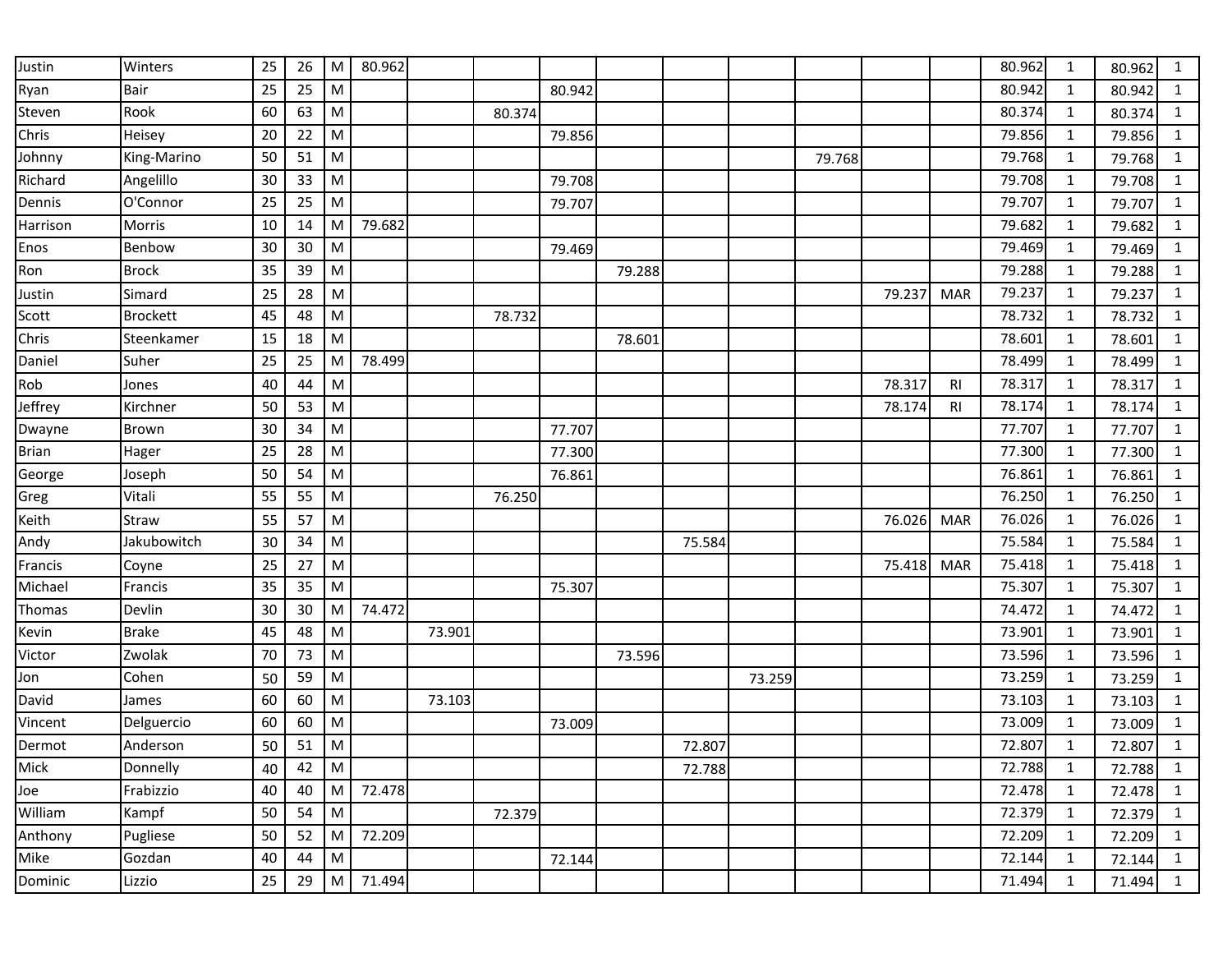| | | | | | | | | | | | | | | | | | | |
|---|---|---|---|---|---|---|---|---|---|---|---|---|---|---|---|---|---|---|
| Justin | Winters | 25 | 26 | M | 80.962 | | | | | | | | | | 80.962 | 1 | 80.962 | 1 |
| Ryan | Bair | 25 | 25 | M | | | | 80.942 | | | | | | | 80.942 | 1 | 80.942 | 1 |
| Steven | Rook | 60 | 63 | M | | | 80.374 | | | | | | | | 80.374 | 1 | 80.374 | 1 |
| Chris | Heisey | 20 | 22 | M | | | | 79.856 | | | | | | | 79.856 | 1 | 79.856 | 1 |
| Johnny | King-Marino | 50 | 51 | M | | | | | | | | 79.768 | | | 79.768 | 1 | 79.768 | 1 |
| Richard | Angelillo | 30 | 33 | M | | | | 79.708 | | | | | | | 79.708 | 1 | 79.708 | 1 |
| Dennis | O'Connor | 25 | 25 | M | | | | 79.707 | | | | | | | 79.707 | 1 | 79.707 | 1 |
| Harrison | Morris | 10 | 14 | M | 79.682 | | | | | | | | | | 79.682 | 1 | 79.682 | 1 |
| Enos | Benbow | 30 | 30 | M | | | | 79.469 | | | | | | | 79.469 | 1 | 79.469 | 1 |
| Ron | Brock | 35 | 39 | M | | | | | 79.288 | | | | | | 79.288 | 1 | 79.288 | 1 |
| Justin | Simard | 25 | 28 | M | | | | | | | | | 79.237 | MAR | 79.237 | 1 | 79.237 | 1 |
| Scott | Brockett | 45 | 48 | M | | | 78.732 | | | | | | | | 78.732 | 1 | 78.732 | 1 |
| Chris | Steenkamer | 15 | 18 | M | | | | | 78.601 | | | | | | 78.601 | 1 | 78.601 | 1 |
| Daniel | Suher | 25 | 25 | M | 78.499 | | | | | | | | | | 78.499 | 1 | 78.499 | 1 |
| Rob | Jones | 40 | 44 | M | | | | | | | | | 78.317 | RI | 78.317 | 1 | 78.317 | 1 |
| Jeffrey | Kirchner | 50 | 53 | M | | | | | | | | | 78.174 | RI | 78.174 | 1 | 78.174 | 1 |
| Dwayne | Brown | 30 | 34 | M | | | | 77.707 | | | | | | | 77.707 | 1 | 77.707 | 1 |
| Brian | Hager | 25 | 28 | M | | | | 77.300 | | | | | | | 77.300 | 1 | 77.300 | 1 |
| George | Joseph | 50 | 54 | M | | | | 76.861 | | | | | | | 76.861 | 1 | 76.861 | 1 |
| Greg | Vitali | 55 | 55 | M | | | 76.250 | | | | | | | | 76.250 | 1 | 76.250 | 1 |
| Keith | Straw | 55 | 57 | M | | | | | | | | | 76.026 | MAR | 76.026 | 1 | 76.026 | 1 |
| Andy | Jakubowitch | 30 | 34 | M | | | | | | 75.584 | | | | | 75.584 | 1 | 75.584 | 1 |
| Francis | Coyne | 25 | 27 | M | | | | | | | | | 75.418 | MAR | 75.418 | 1 | 75.418 | 1 |
| Michael | Francis | 35 | 35 | M | | | | 75.307 | | | | | | | 75.307 | 1 | 75.307 | 1 |
| Thomas | Devlin | 30 | 30 | M | 74.472 | | | | | | | | | | 74.472 | 1 | 74.472 | 1 |
| Kevin | Brake | 45 | 48 | M | | 73.901 | | | | | | | | | 73.901 | 1 | 73.901 | 1 |
| Victor | Zwolak | 70 | 73 | M | | | | | 73.596 | | | | | | 73.596 | 1 | 73.596 | 1 |
| Jon | Cohen | 50 | 59 | M | | | | | | | 73.259 | | | | 73.259 | 1 | 73.259 | 1 |
| David | James | 60 | 60 | M | | 73.103 | | | | | | | | | 73.103 | 1 | 73.103 | 1 |
| Vincent | Delguercio | 60 | 60 | M | | | | 73.009 | | | | | | | 73.009 | 1 | 73.009 | 1 |
| Dermot | Anderson | 50 | 51 | M | | | | | | 72.807 | | | | | 72.807 | 1 | 72.807 | 1 |
| Mick | Donnelly | 40 | 42 | M | | | | | | 72.788 | | | | | 72.788 | 1 | 72.788 | 1 |
| Joe | Frabizzio | 40 | 40 | M | 72.478 | | | | | | | | | | 72.478 | 1 | 72.478 | 1 |
| William | Kampf | 50 | 54 | M | | | 72.379 | | | | | | | | 72.379 | 1 | 72.379 | 1 |
| Anthony | Pugliese | 50 | 52 | M | 72.209 | | | | | | | | | | 72.209 | 1 | 72.209 | 1 |
| Mike | Gozdan | 40 | 44 | M | | | | 72.144 | | | | | | | 72.144 | 1 | 72.144 | 1 |
| Dominic | Lizzio | 25 | 29 | M | 71.494 | | | | | | | | | | 71.494 | 1 | 71.494 | 1 |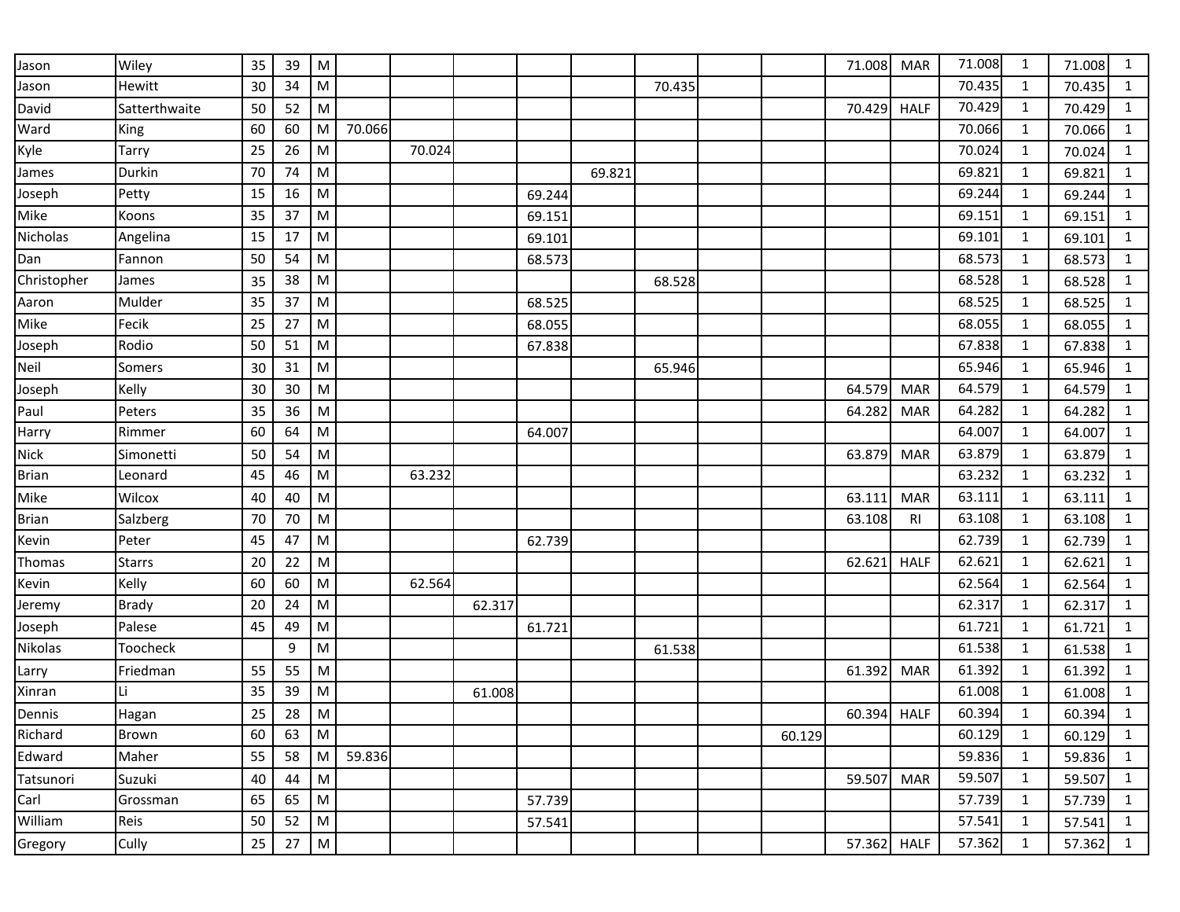| | | | | | | | | | | | | | | | | | | |
|---|---|---|---|---|---|---|---|---|---|---|---|---|---|---|---|---|---|---|
| Jason | Wiley | 35 | 39 | M | | | | | | | | | 71.008 | MAR | 71.008 | 1 | 71.008 | 1 |
| Jason | Hewitt | 30 | 34 | M | | | | | | 70.435 | | | | | 70.435 | 1 | 70.435 | 1 |
| David | Satterthwaite | 50 | 52 | M | | | | | | | | | 70.429 | HALF | 70.429 | 1 | 70.429 | 1 |
| Ward | King | 60 | 60 | M | 70.066 | | | | | | | | | | 70.066 | 1 | 70.066 | 1 |
| Kyle | Tarry | 25 | 26 | M | | 70.024 | | | | | | | | | 70.024 | 1 | 70.024 | 1 |
| James | Durkin | 70 | 74 | M | | | | | 69.821 | | | | | | 69.821 | 1 | 69.821 | 1 |
| Joseph | Petty | 15 | 16 | M | | | | 69.244 | | | | | | | 69.244 | 1 | 69.244 | 1 |
| Mike | Koons | 35 | 37 | M | | | | 69.151 | | | | | | | 69.151 | 1 | 69.151 | 1 |
| Nicholas | Angelina | 15 | 17 | M | | | | 69.101 | | | | | | | 69.101 | 1 | 69.101 | 1 |
| Dan | Fannon | 50 | 54 | M | | | | 68.573 | | | | | | | 68.573 | 1 | 68.573 | 1 |
| Christopher | James | 35 | 38 | M | | | | | | 68.528 | | | | | 68.528 | 1 | 68.528 | 1 |
| Aaron | Mulder | 35 | 37 | M | | | | 68.525 | | | | | | | 68.525 | 1 | 68.525 | 1 |
| Mike | Fecik | 25 | 27 | M | | | | 68.055 | | | | | | | 68.055 | 1 | 68.055 | 1 |
| Joseph | Rodio | 50 | 51 | M | | | | 67.838 | | | | | | | 67.838 | 1 | 67.838 | 1 |
| Neil | Somers | 30 | 31 | M | | | | | | 65.946 | | | | | 65.946 | 1 | 65.946 | 1 |
| Joseph | Kelly | 30 | 30 | M | | | | | | | | | 64.579 | MAR | 64.579 | 1 | 64.579 | 1 |
| Paul | Peters | 35 | 36 | M | | | | | | | | | 64.282 | MAR | 64.282 | 1 | 64.282 | 1 |
| Harry | Rimmer | 60 | 64 | M | | | | 64.007 | | | | | | | 64.007 | 1 | 64.007 | 1 |
| Nick | Simonetti | 50 | 54 | M | | | | | | | | | 63.879 | MAR | 63.879 | 1 | 63.879 | 1 |
| Brian | Leonard | 45 | 46 | M | | 63.232 | | | | | | | | | 63.232 | 1 | 63.232 | 1 |
| Mike | Wilcox | 40 | 40 | M | | | | | | | | | 63.111 | MAR | 63.111 | 1 | 63.111 | 1 |
| Brian | Salzberg | 70 | 70 | M | | | | | | | | | 63.108 | RI | 63.108 | 1 | 63.108 | 1 |
| Kevin | Peter | 45 | 47 | M | | | | 62.739 | | | | | | | 62.739 | 1 | 62.739 | 1 |
| Thomas | Starrs | 20 | 22 | M | | | | | | | | | 62.621 | HALF | 62.621 | 1 | 62.621 | 1 |
| Kevin | Kelly | 60 | 60 | M | | 62.564 | | | | | | | | | 62.564 | 1 | 62.564 | 1 |
| Jeremy | Brady | 20 | 24 | M | | | 62.317 | | | | | | | | 62.317 | 1 | 62.317 | 1 |
| Joseph | Palese | 45 | 49 | M | | | | 61.721 | | | | | | | 61.721 | 1 | 61.721 | 1 |
| Nikolas | Toocheck | | 9 | M | | | | | | 61.538 | | | | | 61.538 | 1 | 61.538 | 1 |
| Larry | Friedman | 55 | 55 | M | | | | | | | | | 61.392 | MAR | 61.392 | 1 | 61.392 | 1 |
| Xinran | Li | 35 | 39 | M | | | 61.008 | | | | | | | | 61.008 | 1 | 61.008 | 1 |
| Dennis | Hagan | 25 | 28 | M | | | | | | | | | 60.394 | HALF | 60.394 | 1 | 60.394 | 1 |
| Richard | Brown | 60 | 63 | M | | | | | | | | 60.129 | | | 60.129 | 1 | 60.129 | 1 |
| Edward | Maher | 55 | 58 | M | 59.836 | | | | | | | | | | 59.836 | 1 | 59.836 | 1 |
| Tatsunori | Suzuki | 40 | 44 | M | | | | | | | | | 59.507 | MAR | 59.507 | 1 | 59.507 | 1 |
| Carl | Grossman | 65 | 65 | M | | | | 57.739 | | | | | | | 57.739 | 1 | 57.739 | 1 |
| William | Reis | 50 | 52 | M | | | | 57.541 | | | | | | | 57.541 | 1 | 57.541 | 1 |
| Gregory | Cully | 25 | 27 | M | | | | | | | | | 57.362 | HALF | 57.362 | 1 | 57.362 | 1 |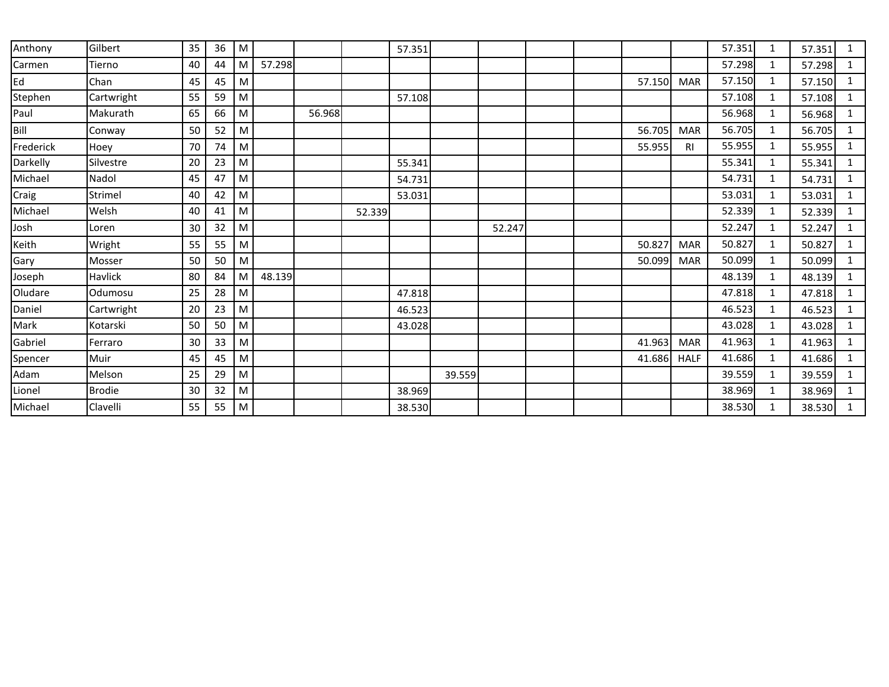| | | | | | | | | | | | | | | | | | | |
|---|---|---|---|---|---|---|---|---|---|---|---|---|---|---|---|---|---|---|
| Anthony | Gilbert | 35 | 36 | M | | | | 57.351 | | | | | | | 57.351 | 1 | 57.351 | 1 |
| Carmen | Tierno | 40 | 44 | M | 57.298 | | | | | | | | | | 57.298 | 1 | 57.298 | 1 |
| Ed | Chan | 45 | 45 | M | | | | | | | | | 57.150 | MAR | 57.150 | 1 | 57.150 | 1 |
| Stephen | Cartwright | 55 | 59 | M | | | | 57.108 | | | | | | | 57.108 | 1 | 57.108 | 1 |
| Paul | Makurath | 65 | 66 | M | | 56.968 | | | | | | | | | 56.968 | 1 | 56.968 | 1 |
| Bill | Conway | 50 | 52 | M | | | | | | | | | 56.705 | MAR | 56.705 | 1 | 56.705 | 1 |
| Frederick | Hoey | 70 | 74 | M | | | | | | | | | 55.955 | RI | 55.955 | 1 | 55.955 | 1 |
| Darkelly | Silvestre | 20 | 23 | M | | | | 55.341 | | | | | | | 55.341 | 1 | 55.341 | 1 |
| Michael | Nadol | 45 | 47 | M | | | | 54.731 | | | | | | | 54.731 | 1 | 54.731 | 1 |
| Craig | Strimel | 40 | 42 | M | | | | 53.031 | | | | | | | 53.031 | 1 | 53.031 | 1 |
| Michael | Welsh | 40 | 41 | M | | | 52.339 | | | | | | | | 52.339 | 1 | 52.339 | 1 |
| Josh | Loren | 30 | 32 | M | | | | | | 52.247 | | | | | 52.247 | 1 | 52.247 | 1 |
| Keith | Wright | 55 | 55 | M | | | | | | | | | 50.827 | MAR | 50.827 | 1 | 50.827 | 1 |
| Gary | Mosser | 50 | 50 | M | | | | | | | | | 50.099 | MAR | 50.099 | 1 | 50.099 | 1 |
| Joseph | Havlick | 80 | 84 | M | 48.139 | | | | | | | | | | 48.139 | 1 | 48.139 | 1 |
| Oludare | Odumosu | 25 | 28 | M | | | | 47.818 | | | | | | | 47.818 | 1 | 47.818 | 1 |
| Daniel | Cartwright | 20 | 23 | M | | | | 46.523 | | | | | | | 46.523 | 1 | 46.523 | 1 |
| Mark | Kotarski | 50 | 50 | M | | | | 43.028 | | | | | | | 43.028 | 1 | 43.028 | 1 |
| Gabriel | Ferraro | 30 | 33 | M | | | | | | | | | 41.963 | MAR | 41.963 | 1 | 41.963 | 1 |
| Spencer | Muir | 45 | 45 | M | | | | | | | | | 41.686 | HALF | 41.686 | 1 | 41.686 | 1 |
| Adam | Melson | 25 | 29 | M | | | | | 39.559 | | | | | | 39.559 | 1 | 39.559 | 1 |
| Lionel | Brodie | 30 | 32 | M | | | | 38.969 | | | | | | | 38.969 | 1 | 38.969 | 1 |
| Michael | Clavelli | 55 | 55 | M | | | | 38.530 | | | | | | | 38.530 | 1 | 38.530 | 1 |